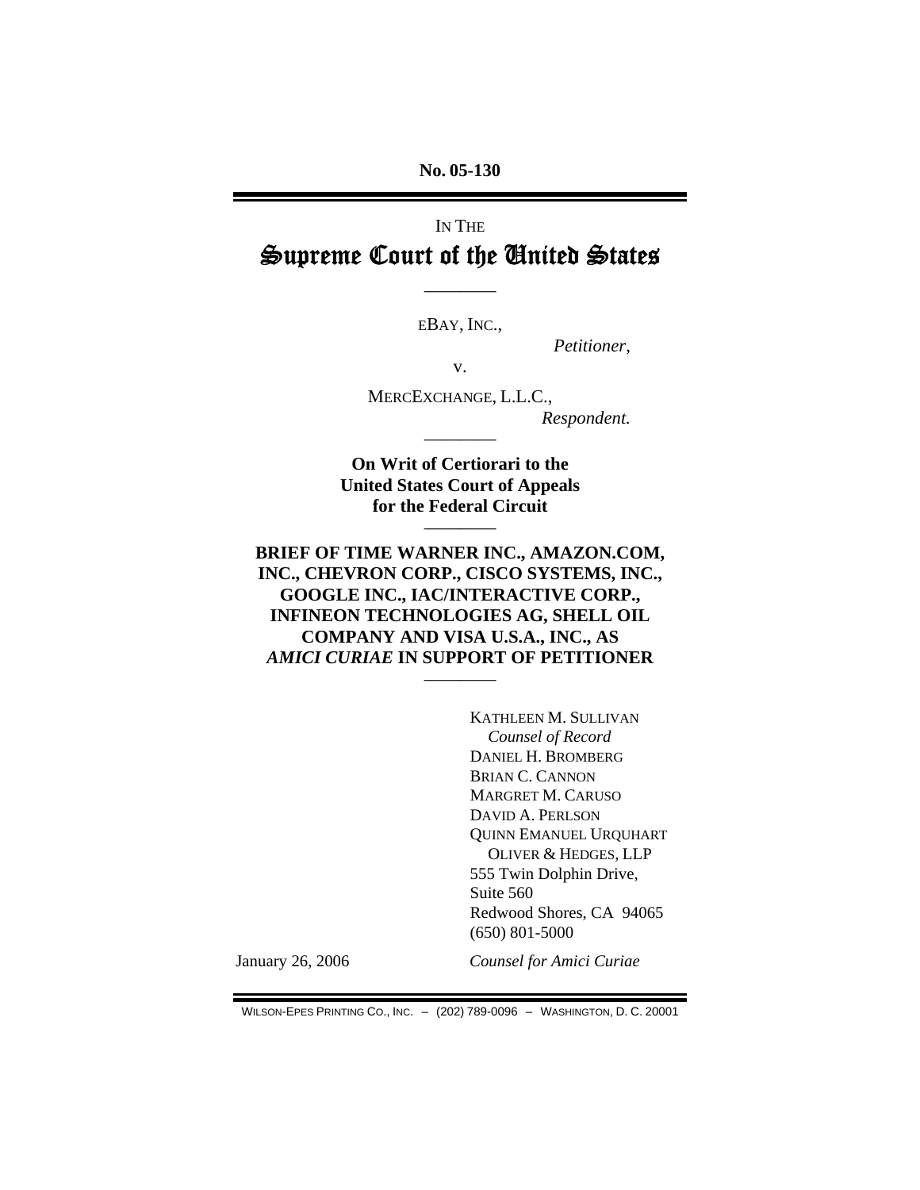No. 05-130

IN THE

# Supreme Court of the United States

---

EBAY, INC.,

*Petitioner*,

v.

MERCEXCHANGE, L.L.C.,

*Respondent.*

---

**On Writ of Certiorari to the United States Court of Appeals for the Federal Circuit**

---

**BRIEF OF TIME WARNER INC., AMAZON.COM, INC., CHEVRON CORP., CISCO SYSTEMS, INC., GOOGLE INC., IAC/INTERACTIVE CORP., INFINEON TECHNOLOGIES AG, SHELL OIL COMPANY AND VISA U.S.A., INC., AS *AMICI CURIAE* IN SUPPORT OF PETITIONER**

---

KATHLEEN M. SULLIVAN
*Counsel of Record*
DANIEL H. BROMBERG
BRIAN C. CANNON
MARGRET M. CARUSO
DAVID A. PERLSON
QUINN EMANUEL URQUHART OLIVER & HEDGES, LLP
555 Twin Dolphin Drive,
Suite 560
Redwood Shores, CA 94065
(650) 801-5000

January 26, 2006

*Counsel for Amici Curiae*

WILSON-EPES PRINTING CO., INC. – (202) 789-0096 – WASHINGTON, D. C. 20001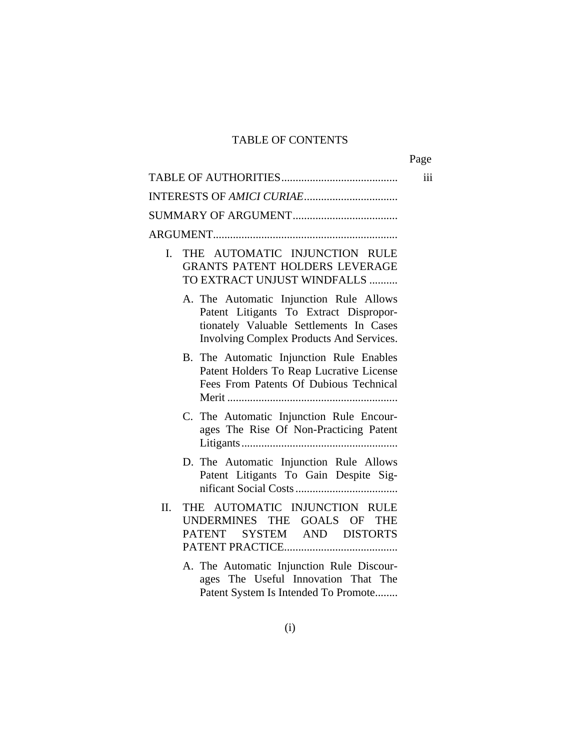# TABLE OF CONTENTS

| | Page |
|---|---|
| TABLE OF AUTHORITIES | iii |
| INTERESTS OF *AMICI CURIAE* | |
| SUMMARY OF ARGUMENT | |
| ARGUMENT | |
| I. THE AUTOMATIC INJUNCTION RULE GRANTS PATENT HOLDERS LEVERAGE TO EXTRACT UNJUST WINDFALLS | |
| A. The Automatic Injunction Rule Allows Patent Litigants To Extract Disproportionately Valuable Settlements In Cases Involving Complex Products And Services. | |
| B. The Automatic Injunction Rule Enables Patent Holders To Reap Lucrative License Fees From Patents Of Dubious Technical Merit | |
| C. The Automatic Injunction Rule Encourages The Rise Of Non-Practicing Patent Litigants | |
| D. The Automatic Injunction Rule Allows Patent Litigants To Gain Despite Significant Social Costs | |
| II. THE AUTOMATIC INJUNCTION RULE UNDERMINES THE GOALS OF THE PATENT SYSTEM AND DISTORTS PATENT PRACTICE | |
| A. The Automatic Injunction Rule Discourages The Useful Innovation That The Patent System Is Intended To Promote | |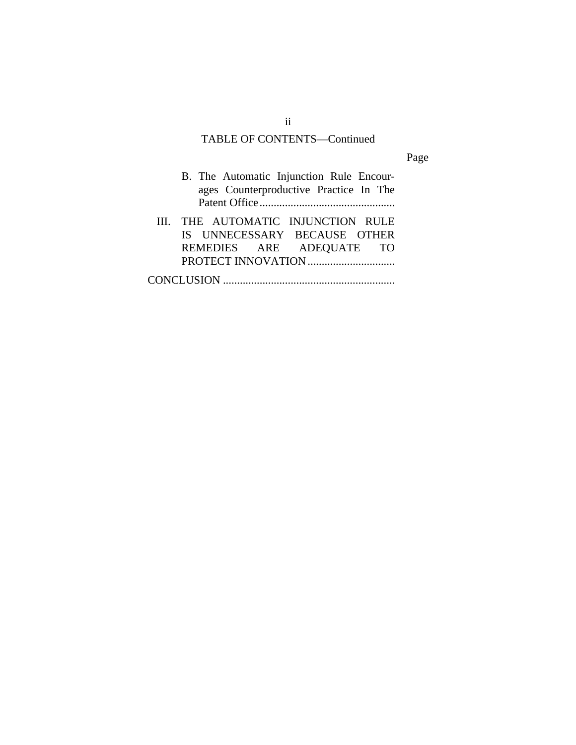TABLE OF CONTENTS—Continued

| | Page |
|---|---|
| B. The Automatic Injunction Rule Encourages Counterproductive Practice In The Patent Office | |
| III. THE AUTOMATIC INJUNCTION RULE IS UNNECESSARY BECAUSE OTHER REMEDIES ARE ADEQUATE TO PROTECT INNOVATION | |
| CONCLUSION | |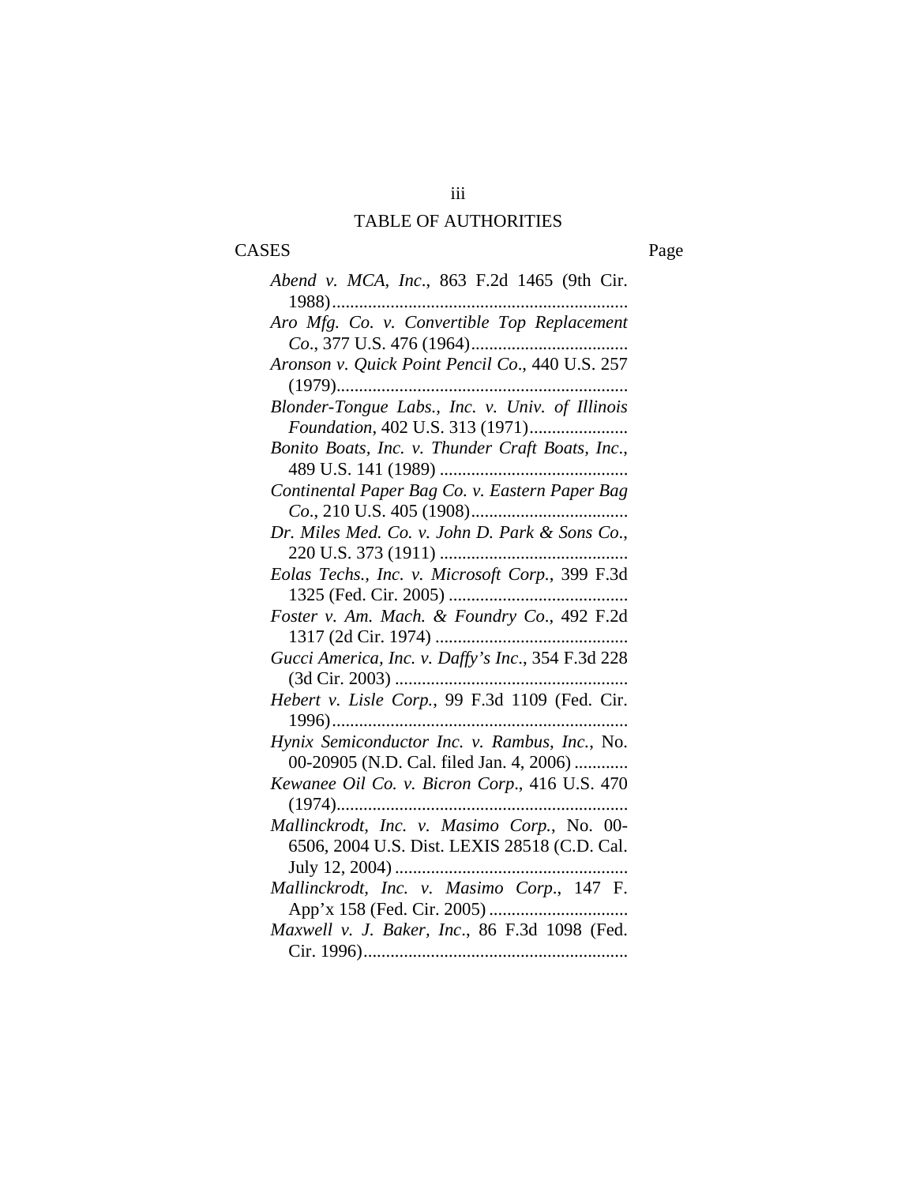## TABLE OF AUTHORITIES

CASES Page

*Abend v. MCA, Inc.*, 863 F.2d 1465 (9th Cir. 1988)..................................................................

*Aro Mfg. Co. v. Convertible Top Replacement Co.*, 377 U.S. 476 (1964)..................................

*Aronson v. Quick Point Pencil Co.*, 440 U.S. 257 (1979)...............................................................

*Blonder-Tongue Labs., Inc. v. Univ. of Illinois Foundation*, 402 U.S. 313 (1971)......................

*Bonito Boats, Inc. v. Thunder Craft Boats, Inc.*, 489 U.S. 141 (1989) ..........................................

*Continental Paper Bag Co. v. Eastern Paper Bag Co.*, 210 U.S. 405 (1908)..................................

*Dr. Miles Med. Co. v. John D. Park & Sons Co.*, 220 U.S. 373 (1911) ..........................................

*Eolas Techs., Inc. v. Microsoft Corp.*, 399 F.3d 1325 (Fed. Cir. 2005) ........................................

*Foster v. Am. Mach. & Foundry Co.*, 492 F.2d 1317 (2d Cir. 1974) ...........................................

*Gucci America, Inc. v. Daffy's Inc.*, 354 F.3d 228 (3d Cir. 2003) ....................................................

*Hebert v. Lisle Corp.*, 99 F.3d 1109 (Fed. Cir. 1996)..................................................................

*Hynix Semiconductor Inc. v. Rambus, Inc.*, No. 00-20905 (N.D. Cal. filed Jan. 4, 2006) ............

*Kewanee Oil Co. v. Bicron Corp.*, 416 U.S. 470 (1974)................................................................

*Mallinckrodt, Inc. v. Masimo Corp.*, No. 00-6506, 2004 U.S. Dist. LEXIS 28518 (C.D. Cal. July 12, 2004) ....................................................

*Mallinckrodt, Inc. v. Masimo Corp.*, 147 F. App'x 158 (Fed. Cir. 2005) ...............................

*Maxwell v. J. Baker, Inc.*, 86 F.3d 1098 (Fed. Cir. 1996)...........................................................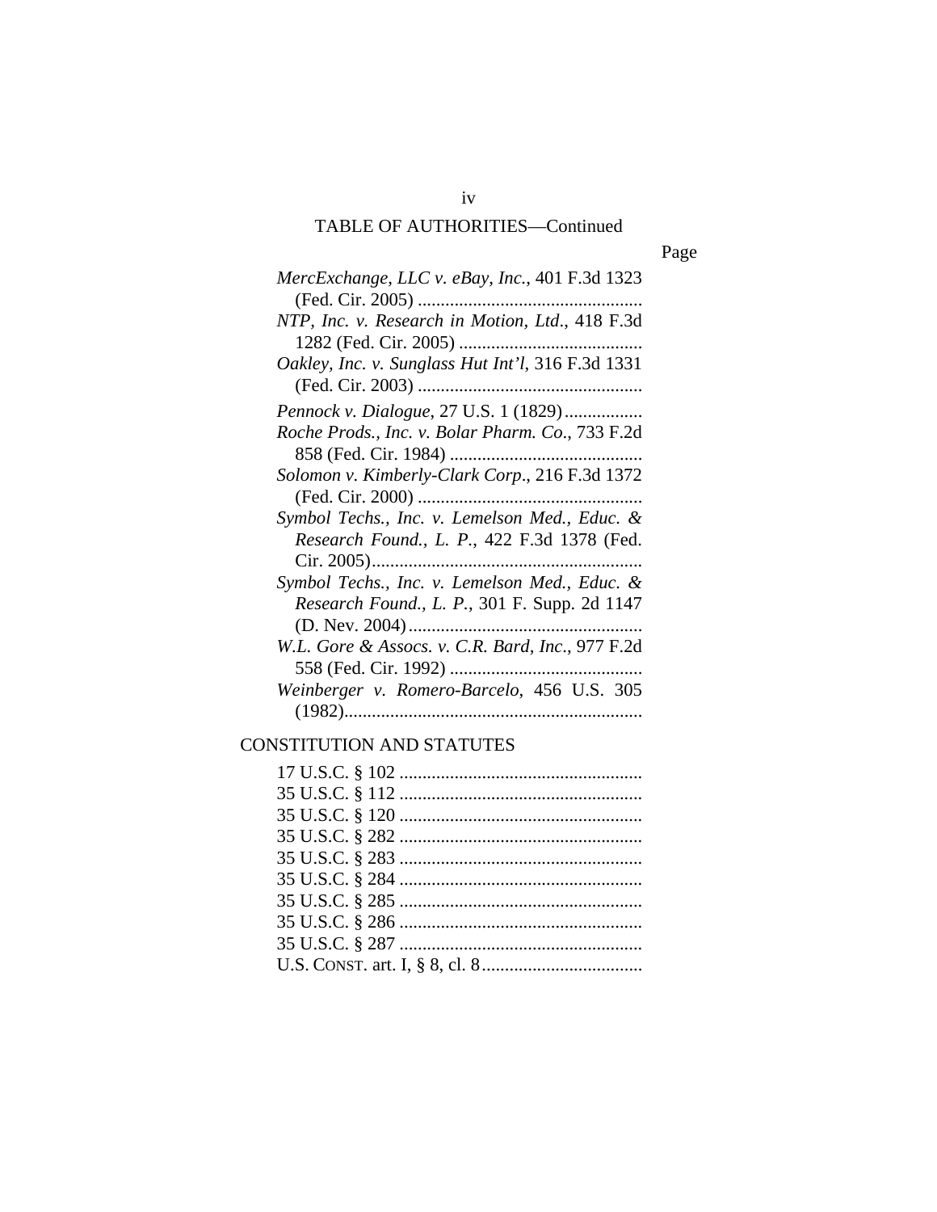TABLE OF AUTHORITIES—Continued

Page

*MercExchange, LLC v. eBay, Inc.*, 401 F.3d 1323 (Fed. Cir. 2005) ................................................

*NTP, Inc. v. Research in Motion, Ltd*., 418 F.3d 1282 (Fed. Cir. 2005) ........................................

*Oakley, Inc. v. Sunglass Hut Int'l*, 316 F.3d 1331 (Fed. Cir. 2003) ................................................

*Pennock v. Dialogue*, 27 U.S. 1 (1829).................

*Roche Prods., Inc. v. Bolar Pharm. Co*., 733 F.2d 858 (Fed. Cir. 1984) ..........................................

*Solomon v. Kimberly-Clark Corp*., 216 F.3d 1372 (Fed. Cir. 2000) ................................................

*Symbol Techs., Inc. v. Lemelson Med., Educ. & Research Found., L. P.*, 422 F.3d 1378 (Fed. Cir. 2005)...........................................................

*Symbol Techs., Inc. v. Lemelson Med., Educ. & Research Found., L. P.*, 301 F. Supp. 2d 1147 (D. Nev. 2004)..................................................

*W.L. Gore & Assocs. v. C.R. Bard, Inc*., 977 F.2d 558 (Fed. Cir. 1992) ..........................................

*Weinberger v. Romero-Barcelo*, 456 U.S. 305 (1982)................................................................

CONSTITUTION AND STATUTES

17 U.S.C. § 102 ....................................................

35 U.S.C. § 112 ....................................................

35 U.S.C. § 120 ....................................................

35 U.S.C. § 282 ....................................................

35 U.S.C. § 283 ....................................................

35 U.S.C. § 284 ....................................................

35 U.S.C. § 285 ....................................................

35 U.S.C. § 286 ....................................................

35 U.S.C. § 287 ....................................................

U.S. CONST. art. I, § 8, cl. 8..................................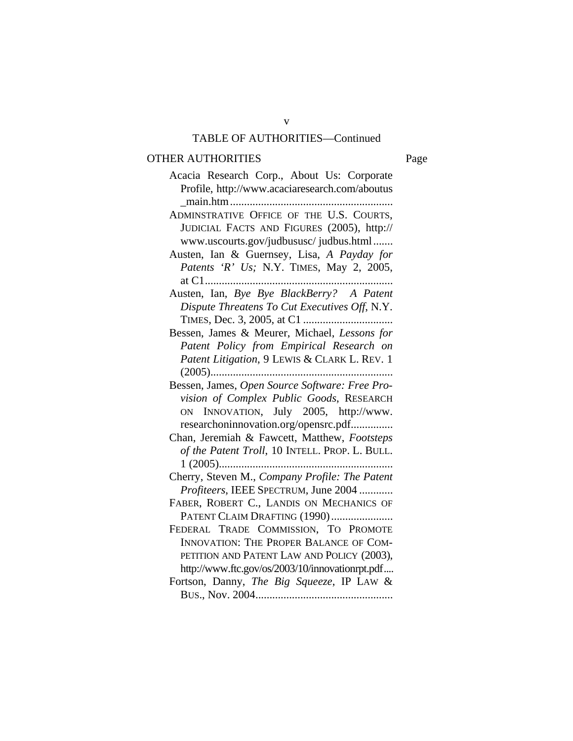TABLE OF AUTHORITIES—Continued

OTHER AUTHORITIES Page

Acacia Research Corp., About Us: Corporate Profile, http://www.acaciaresearch.com/aboutus_main.htm ..........................................................

ADMINSTRATIVE OFFICE OF THE U.S. COURTS, JUDICIAL FACTS AND FIGURES (2005), http://www.uscourts.gov/judbususc/ judbus.html .......

Austen, Ian & Guernsey, Lisa, *A Payday for Patents 'R' Us;* N.Y. TIMES, May 2, 2005, at C1....................................................................

Austen, Ian, *Bye Bye BlackBerry? A Patent Dispute Threatens To Cut Executives Off*, N.Y. TIMES, Dec. 3, 2005, at C1 ................................

Bessen, James & Meurer, Michael, *Lessons for Patent Policy from Empirical Research on Patent Litigation*, 9 LEWIS & CLARK L. REV. 1 (2005).................................................................

Bessen, James, *Open Source Software: Free Provision of Complex Public Goods*, RESEARCH ON INNOVATION, July 2005, http://www.researchoninnovation.org/opensrc.pdf...............

Chan, Jeremiah & Fawcett, Matthew, *Footsteps of the Patent Troll*, 10 INTELL. PROP. L. BULL. 1 (2005).............................................................

Cherry, Steven M., *Company Profile: The Patent Profiteers*, IEEE SPECTRUM, June 2004 ............

FABER, ROBERT C., LANDIS ON MECHANICS OF PATENT CLAIM DRAFTING (1990) ......................

FEDERAL TRADE COMMISSION, TO PROMOTE INNOVATION: THE PROPER BALANCE OF COMPETITION AND PATENT LAW AND POLICY (2003), http://www.ftc.gov/os/2003/10/innovationrpt.pdf....

Fortson, Danny, *The Big Squeeze*, IP LAW & BUS., Nov. 2004.................................................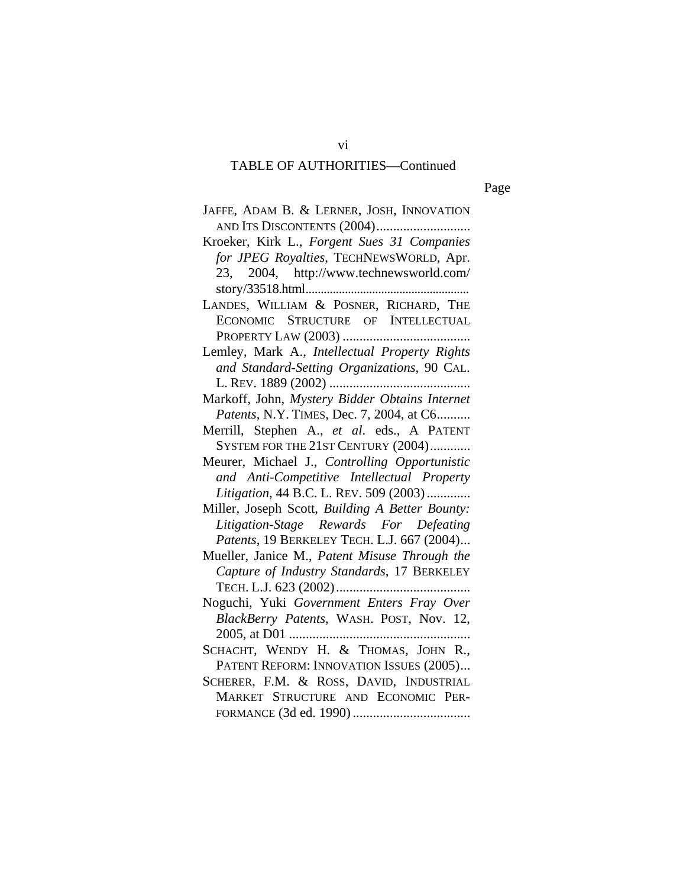TABLE OF AUTHORITIES—Continued

Page

JAFFE, ADAM B. & LERNER, JOSH, INNOVATION AND ITS DISCONTENTS (2004)............................

Kroeker, Kirk L., *Forgent Sues 31 Companies for JPEG Royalties*, TECHNEWSWORLD, Apr. 23, 2004, http://www.technewsworld.com/story/33518.html......................................................

LANDES, WILLIAM & POSNER, RICHARD, THE ECONOMIC STRUCTURE OF INTELLECTUAL PROPERTY LAW (2003) ......................................

Lemley, Mark A., *Intellectual Property Rights and Standard-Setting Organizations*, 90 CAL. L. REV. 1889 (2002) ..........................................

Markoff, John, *Mystery Bidder Obtains Internet Patents*, N.Y. TIMES, Dec. 7, 2004, at C6..........

Merrill, Stephen A., *et al*. eds., A PATENT SYSTEM FOR THE 21ST CENTURY (2004)............

Meurer, Michael J., *Controlling Opportunistic and Anti-Competitive Intellectual Property Litigation*, 44 B.C. L. REV. 509 (2003).............

Miller, Joseph Scott, *Building A Better Bounty: Litigation-Stage Rewards For Defeating Patents*, 19 BERKELEY TECH. L.J. 667 (2004)...

Mueller, Janice M., *Patent Misuse Through the Capture of Industry Standards*, 17 BERKELEY TECH. L.J. 623 (2002)........................................

Noguchi, Yuki *Government Enters Fray Over BlackBerry Patents*, WASH. POST, Nov. 12, 2005, at D01 ......................................................

SCHACHT, WENDY H. & THOMAS, JOHN R., PATENT REFORM: INNOVATION ISSUES (2005)...

SCHERER, F.M. & ROSS, DAVID, INDUSTRIAL MARKET STRUCTURE AND ECONOMIC PERFORMANCE (3d ed. 1990) ...................................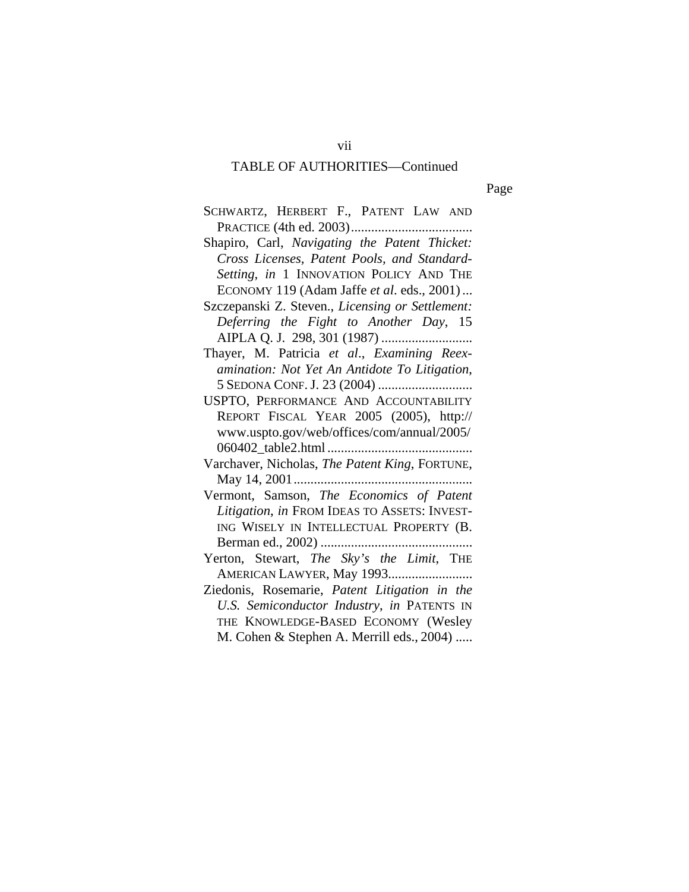TABLE OF AUTHORITIES—Continued

Page

SCHWARTZ, HERBERT F., PATENT LAW AND PRACTICE (4th ed. 2003)....................................

Shapiro, Carl, *Navigating the Patent Thicket: Cross Licenses, Patent Pools, and Standard-Setting*, *in* 1 INNOVATION POLICY AND THE ECONOMY 119 (Adam Jaffe *et al*. eds., 2001) ...

Szczepanski Z. Steven., *Licensing or Settlement: Deferring the Fight to Another Day*, 15 AIPLA Q. J. 298, 301 (1987) ...........................

Thayer, M. Patricia *et al*., *Examining Reexamination: Not Yet An Antidote To Litigation*, 5 SEDONA CONF. J. 23 (2004) ............................

USPTO, PERFORMANCE AND ACCOUNTABILITY REPORT FISCAL YEAR 2005 (2005), http://www.uspto.gov/web/offices/com/annual/2005/060402_table2.html ...........................................

Varchaver, Nicholas, *The Patent King*, FORTUNE, May 14, 2001.....................................................

Vermont, Samson, *The Economics of Patent Litigation*, *in* FROM IDEAS TO ASSETS: INVESTING WISELY IN INTELLECTUAL PROPERTY (B. Berman ed., 2002) .............................................

Yerton, Stewart, *The Sky's the Limit*, THE AMERICAN LAWYER, May 1993.........................

Ziedonis, Rosemarie, *Patent Litigation in the U.S. Semiconductor Industry*, *in* PATENTS IN THE KNOWLEDGE-BASED ECONOMY (Wesley M. Cohen & Stephen A. Merrill eds., 2004) .....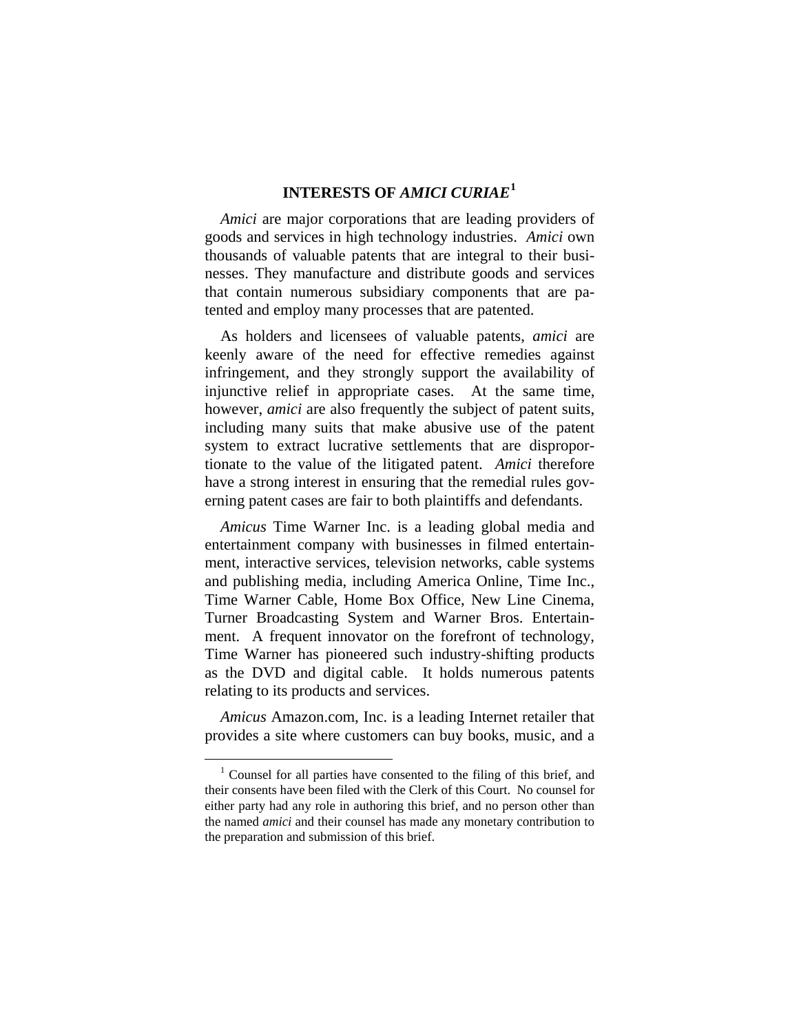## INTERESTS OF *AMICI CURIAE*[1]

*Amici* are major corporations that are leading providers of goods and services in high technology industries. *Amici* own thousands of valuable patents that are integral to their businesses. They manufacture and distribute goods and services that contain numerous subsidiary components that are patented and employ many processes that are patented.

As holders and licensees of valuable patents, *amici* are keenly aware of the need for effective remedies against infringement, and they strongly support the availability of injunctive relief in appropriate cases. At the same time, however, *amici* are also frequently the subject of patent suits, including many suits that make abusive use of the patent system to extract lucrative settlements that are disproportionate to the value of the litigated patent. *Amici* therefore have a strong interest in ensuring that the remedial rules governing patent cases are fair to both plaintiffs and defendants.

*Amicus* Time Warner Inc. is a leading global media and entertainment company with businesses in filmed entertainment, interactive services, television networks, cable systems and publishing media, including America Online, Time Inc., Time Warner Cable, Home Box Office, New Line Cinema, Turner Broadcasting System and Warner Bros. Entertainment. A frequent innovator on the forefront of technology, Time Warner has pioneered such industry-shifting products as the DVD and digital cable. It holds numerous patents relating to its products and services.

*Amicus* Amazon.com, Inc. is a leading Internet retailer that provides a site where customers can buy books, music, and a

[1] Counsel for all parties have consented to the filing of this brief, and their consents have been filed with the Clerk of this Court. No counsel for either party had any role in authoring this brief, and no person other than the named *amici* and their counsel has made any monetary contribution to the preparation and submission of this brief.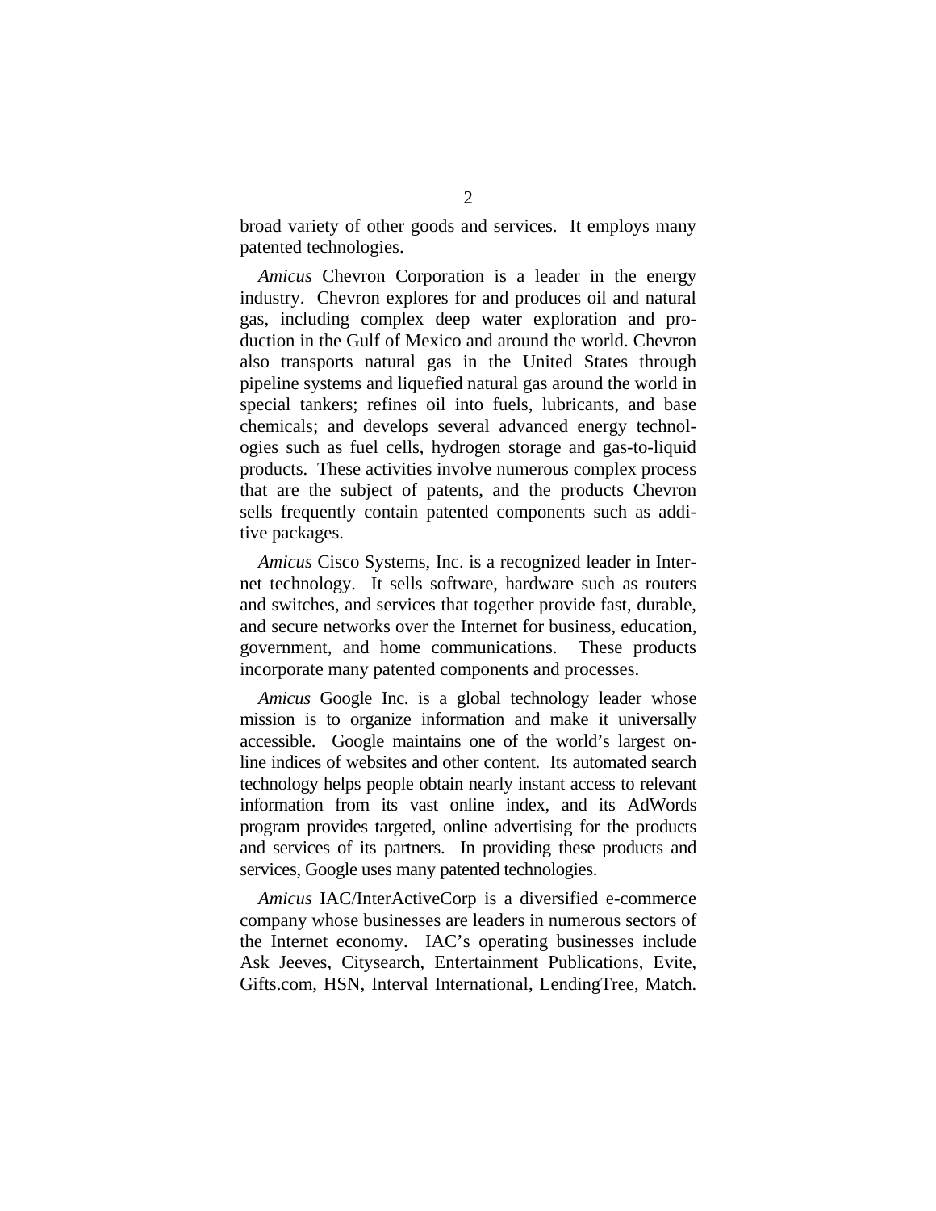broad variety of other goods and services. It employs many patented technologies.

*Amicus* Chevron Corporation is a leader in the energy industry. Chevron explores for and produces oil and natural gas, including complex deep water exploration and production in the Gulf of Mexico and around the world. Chevron also transports natural gas in the United States through pipeline systems and liquefied natural gas around the world in special tankers; refines oil into fuels, lubricants, and base chemicals; and develops several advanced energy technologies such as fuel cells, hydrogen storage and gas-to-liquid products. These activities involve numerous complex process that are the subject of patents, and the products Chevron sells frequently contain patented components such as additive packages.

*Amicus* Cisco Systems, Inc. is a recognized leader in Internet technology. It sells software, hardware such as routers and switches, and services that together provide fast, durable, and secure networks over the Internet for business, education, government, and home communications. These products incorporate many patented components and processes.

*Amicus* Google Inc. is a global technology leader whose mission is to organize information and make it universally accessible. Google maintains one of the world's largest online indices of websites and other content. Its automated search technology helps people obtain nearly instant access to relevant information from its vast online index, and its AdWords program provides targeted, online advertising for the products and services of its partners. In providing these products and services, Google uses many patented technologies.

*Amicus* IAC/InterActiveCorp is a diversified e-commerce company whose businesses are leaders in numerous sectors of the Internet economy. IAC's operating businesses include Ask Jeeves, Citysearch, Entertainment Publications, Evite, Gifts.com, HSN, Interval International, LendingTree, Match.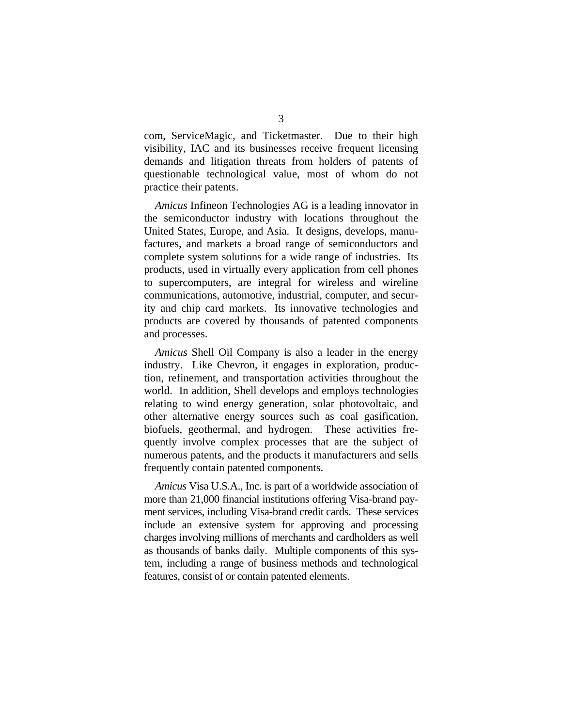com, ServiceMagic, and Ticketmaster. Due to their high visibility, IAC and its businesses receive frequent licensing demands and litigation threats from holders of patents of questionable technological value, most of whom do not practice their patents.

*Amicus* Infineon Technologies AG is a leading innovator in the semiconductor industry with locations throughout the United States, Europe, and Asia. It designs, develops, manufactures, and markets a broad range of semiconductors and complete system solutions for a wide range of industries. Its products, used in virtually every application from cell phones to supercomputers, are integral for wireless and wireline communications, automotive, industrial, computer, and security and chip card markets. Its innovative technologies and products are covered by thousands of patented components and processes.

*Amicus* Shell Oil Company is also a leader in the energy industry. Like Chevron, it engages in exploration, production, refinement, and transportation activities throughout the world. In addition, Shell develops and employs technologies relating to wind energy generation, solar photovoltaic, and other alternative energy sources such as coal gasification, biofuels, geothermal, and hydrogen. These activities frequently involve complex processes that are the subject of numerous patents, and the products it manufacturers and sells frequently contain patented components.

*Amicus* Visa U.S.A., Inc. is part of a worldwide association of more than 21,000 financial institutions offering Visa-brand payment services, including Visa-brand credit cards. These services include an extensive system for approving and processing charges involving millions of merchants and cardholders as well as thousands of banks daily. Multiple components of this system, including a range of business methods and technological features, consist of or contain patented elements.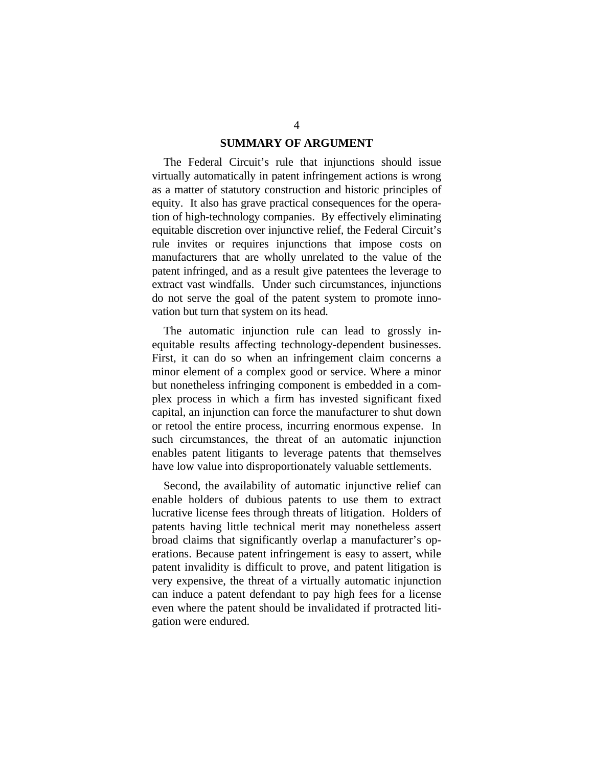## SUMMARY OF ARGUMENT

The Federal Circuit's rule that injunctions should issue virtually automatically in patent infringement actions is wrong as a matter of statutory construction and historic principles of equity. It also has grave practical consequences for the operation of high-technology companies. By effectively eliminating equitable discretion over injunctive relief, the Federal Circuit's rule invites or requires injunctions that impose costs on manufacturers that are wholly unrelated to the value of the patent infringed, and as a result give patentees the leverage to extract vast windfalls. Under such circumstances, injunctions do not serve the goal of the patent system to promote innovation but turn that system on its head.

The automatic injunction rule can lead to grossly inequitable results affecting technology-dependent businesses. First, it can do so when an infringement claim concerns a minor element of a complex good or service. Where a minor but nonetheless infringing component is embedded in a complex process in which a firm has invested significant fixed capital, an injunction can force the manufacturer to shut down or retool the entire process, incurring enormous expense. In such circumstances, the threat of an automatic injunction enables patent litigants to leverage patents that themselves have low value into disproportionately valuable settlements.

Second, the availability of automatic injunctive relief can enable holders of dubious patents to use them to extract lucrative license fees through threats of litigation. Holders of patents having little technical merit may nonetheless assert broad claims that significantly overlap a manufacturer's operations. Because patent infringement is easy to assert, while patent invalidity is difficult to prove, and patent litigation is very expensive, the threat of a virtually automatic injunction can induce a patent defendant to pay high fees for a license even where the patent should be invalidated if protracted litigation were endured.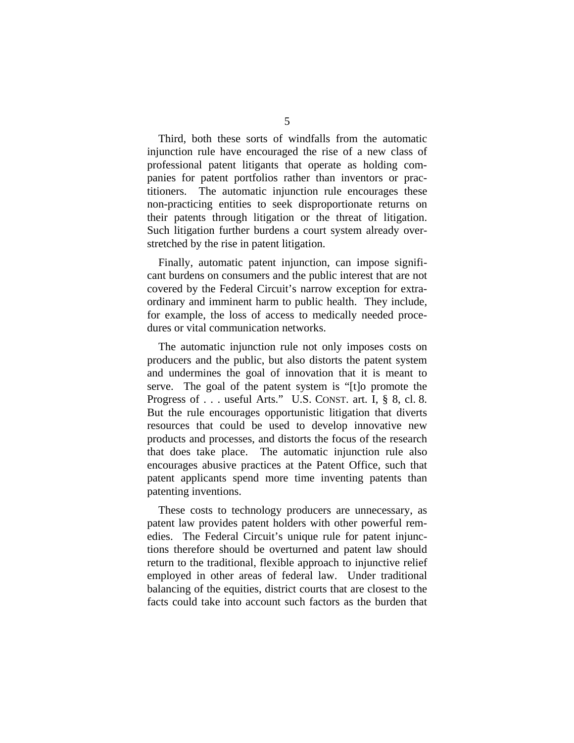Third, both these sorts of windfalls from the automatic injunction rule have encouraged the rise of a new class of professional patent litigants that operate as holding companies for patent portfolios rather than inventors or practitioners. The automatic injunction rule encourages these non-practicing entities to seek disproportionate returns on their patents through litigation or the threat of litigation. Such litigation further burdens a court system already overstretched by the rise in patent litigation.

Finally, automatic patent injunction, can impose significant burdens on consumers and the public interest that are not covered by the Federal Circuit's narrow exception for extraordinary and imminent harm to public health. They include, for example, the loss of access to medically needed procedures or vital communication networks.

The automatic injunction rule not only imposes costs on producers and the public, but also distorts the patent system and undermines the goal of innovation that it is meant to serve. The goal of the patent system is "[t]o promote the Progress of . . . useful Arts." U.S. CONST. art. I, § 8, cl. 8. But the rule encourages opportunistic litigation that diverts resources that could be used to develop innovative new products and processes, and distorts the focus of the research that does take place. The automatic injunction rule also encourages abusive practices at the Patent Office, such that patent applicants spend more time inventing patents than patenting inventions.

These costs to technology producers are unnecessary, as patent law provides patent holders with other powerful remedies. The Federal Circuit's unique rule for patent injunctions therefore should be overturned and patent law should return to the traditional, flexible approach to injunctive relief employed in other areas of federal law. Under traditional balancing of the equities, district courts that are closest to the facts could take into account such factors as the burden that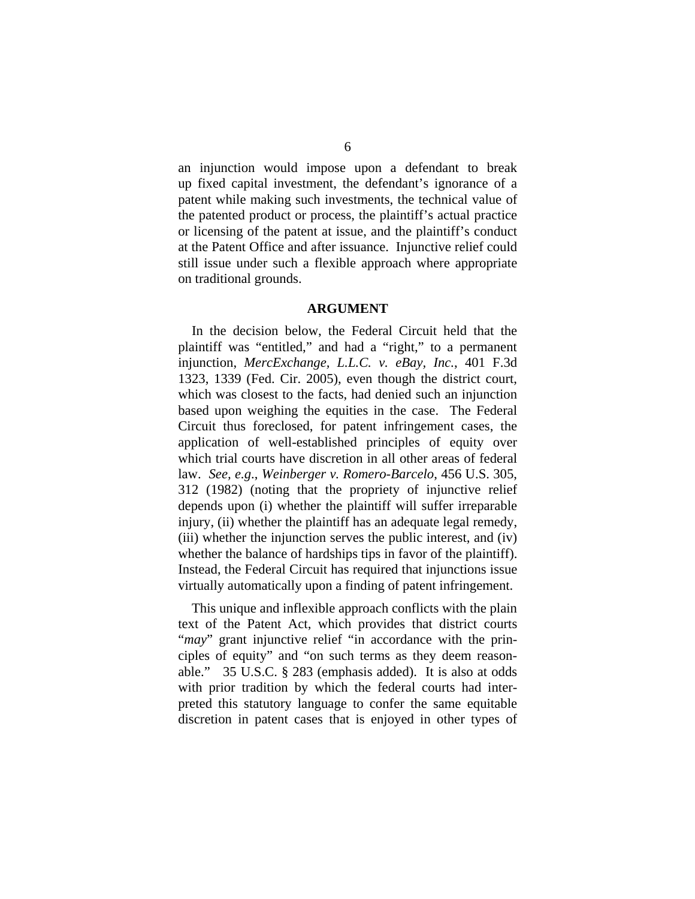an injunction would impose upon a defendant to break up fixed capital investment, the defendant's ignorance of a patent while making such investments, the technical value of the patented product or process, the plaintiff's actual practice or licensing of the patent at issue, and the plaintiff's conduct at the Patent Office and after issuance. Injunctive relief could still issue under such a flexible approach where appropriate on traditional grounds.

## ARGUMENT

In the decision below, the Federal Circuit held that the plaintiff was "entitled," and had a "right," to a permanent injunction, *MercExchange, L.L.C. v. eBay, Inc.*, 401 F.3d 1323, 1339 (Fed. Cir. 2005), even though the district court, which was closest to the facts, had denied such an injunction based upon weighing the equities in the case. The Federal Circuit thus foreclosed, for patent infringement cases, the application of well-established principles of equity over which trial courts have discretion in all other areas of federal law. *See, e.g.*, *Weinberger v. Romero-Barcelo*, 456 U.S. 305, 312 (1982) (noting that the propriety of injunctive relief depends upon (i) whether the plaintiff will suffer irreparable injury, (ii) whether the plaintiff has an adequate legal remedy, (iii) whether the injunction serves the public interest, and (iv) whether the balance of hardships tips in favor of the plaintiff). Instead, the Federal Circuit has required that injunctions issue virtually automatically upon a finding of patent infringement.

This unique and inflexible approach conflicts with the plain text of the Patent Act, which provides that district courts "*may*" grant injunctive relief "in accordance with the principles of equity" and "on such terms as they deem reasonable." 35 U.S.C. § 283 (emphasis added). It is also at odds with prior tradition by which the federal courts had interpreted this statutory language to confer the same equitable discretion in patent cases that is enjoyed in other types of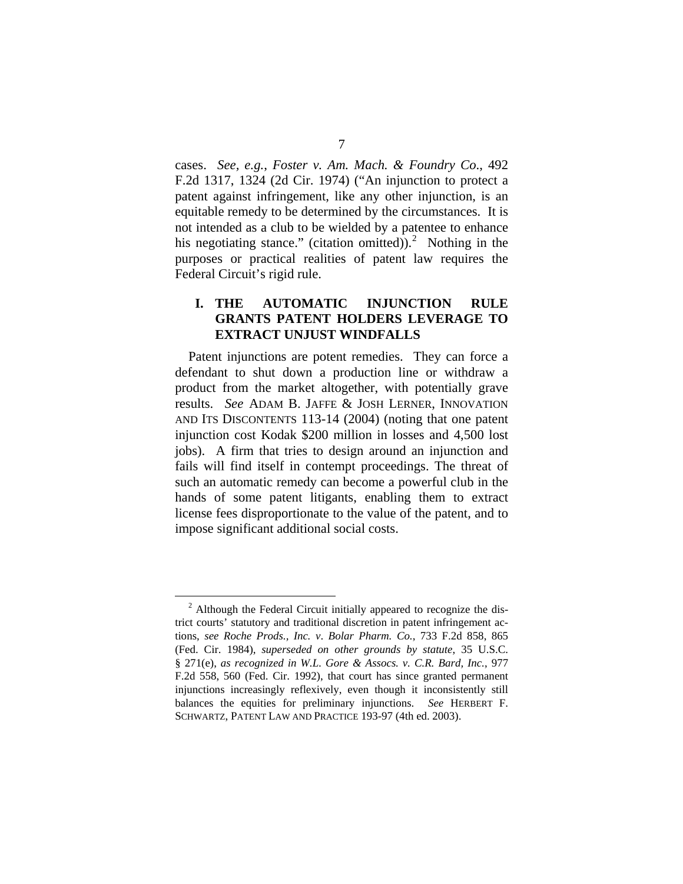cases. *See, e.g.*, *Foster v. Am. Mach. & Foundry Co*., 492 F.2d 1317, 1324 (2d Cir. 1974) ("An injunction to protect a patent against infringement, like any other injunction, is an equitable remedy to be determined by the circumstances. It is not intended as a club to be wielded by a patentee to enhance his negotiating stance." (citation omitted)).[2] Nothing in the purposes or practical realities of patent law requires the Federal Circuit's rigid rule.

## I. THE AUTOMATIC INJUNCTION RULE GRANTS PATENT HOLDERS LEVERAGE TO EXTRACT UNJUST WINDFALLS

Patent injunctions are potent remedies. They can force a defendant to shut down a production line or withdraw a product from the market altogether, with potentially grave results. *See* ADAM B. JAFFE & JOSH LERNER, INNOVATION AND ITS DISCONTENTS 113-14 (2004) (noting that one patent injunction cost Kodak $200 million in losses and 4,500 lost jobs). A firm that tries to design around an injunction and fails will find itself in contempt proceedings. The threat of such an automatic remedy can become a powerful club in the hands of some patent litigants, enabling them to extract license fees disproportionate to the value of the patent, and to impose significant additional social costs.

---

[2] Although the Federal Circuit initially appeared to recognize the district courts' statutory and traditional discretion in patent infringement actions, *see Roche Prods., Inc. v. Bolar Pharm. Co.*, 733 F.2d 858, 865 (Fed. Cir. 1984), *superseded on other grounds by statute*, 35 U.S.C. § 271(e), *as recognized in W.L. Gore & Assocs. v. C.R. Bard, Inc.*, 977 F.2d 558, 560 (Fed. Cir. 1992), that court has since granted permanent injunctions increasingly reflexively, even though it inconsistently still balances the equities for preliminary injunctions. *See* HERBERT F. SCHWARTZ, PATENT LAW AND PRACTICE 193-97 (4th ed. 2003).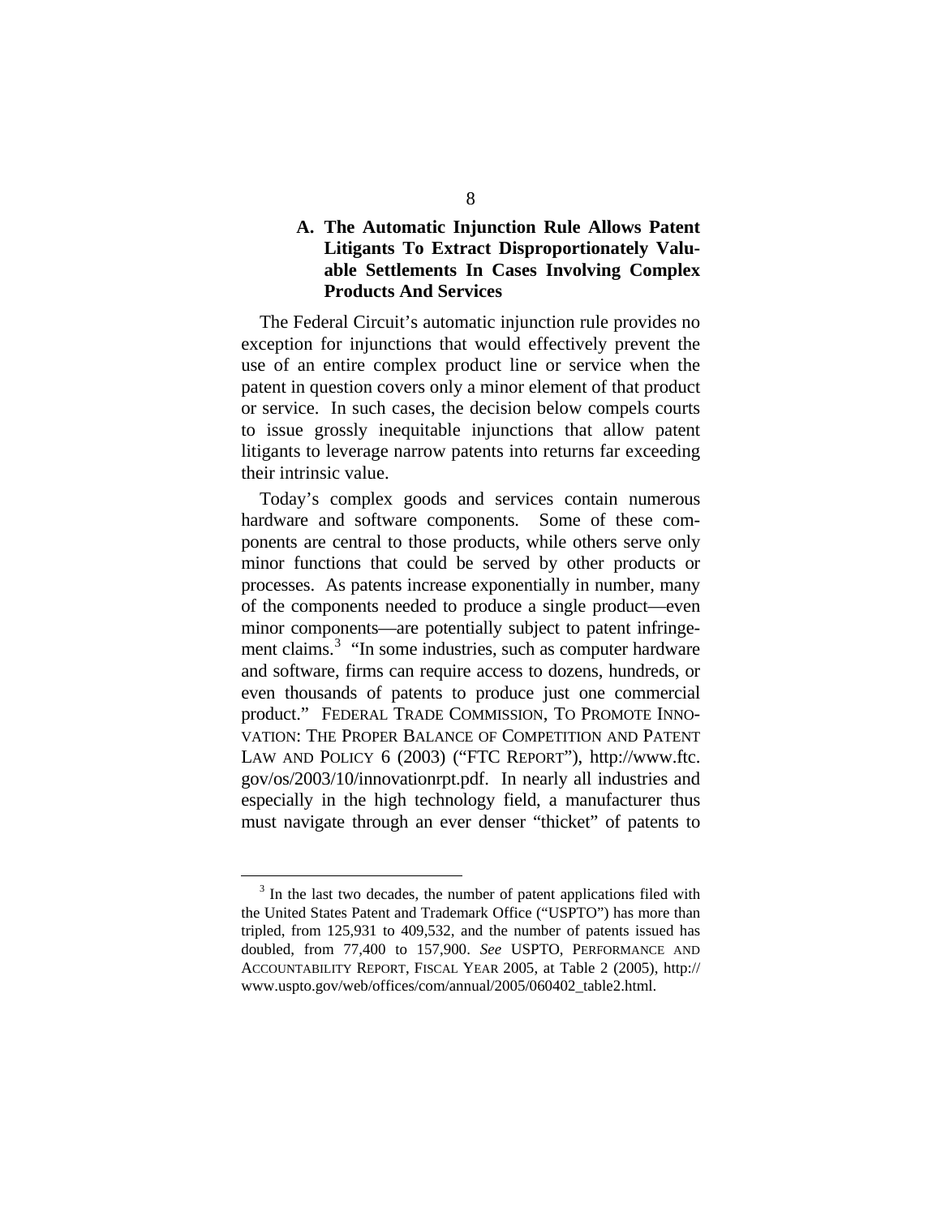### A. The Automatic Injunction Rule Allows Patent Litigants To Extract Disproportionately Valuable Settlements In Cases Involving Complex Products And Services

The Federal Circuit's automatic injunction rule provides no exception for injunctions that would effectively prevent the use of an entire complex product line or service when the patent in question covers only a minor element of that product or service. In such cases, the decision below compels courts to issue grossly inequitable injunctions that allow patent litigants to leverage narrow patents into returns far exceeding their intrinsic value.

Today's complex goods and services contain numerous hardware and software components. Some of these components are central to those products, while others serve only minor functions that could be served by other products or processes. As patents increase exponentially in number, many of the components needed to produce a single product—even minor components—are potentially subject to patent infringement claims.[3] "In some industries, such as computer hardware and software, firms can require access to dozens, hundreds, or even thousands of patents to produce just one commercial product." FEDERAL TRADE COMMISSION, TO PROMOTE INNOVATION: THE PROPER BALANCE OF COMPETITION AND PATENT LAW AND POLICY 6 (2003) ("FTC REPORT"), http://www.ftc.gov/os/2003/10/innovationrpt.pdf. In nearly all industries and especially in the high technology field, a manufacturer thus must navigate through an ever denser "thicket" of patents to

---

[3] In the last two decades, the number of patent applications filed with the United States Patent and Trademark Office ("USPTO") has more than tripled, from 125,931 to 409,532, and the number of patents issued has doubled, from 77,400 to 157,900. *See* USPTO, PERFORMANCE AND ACCOUNTABILITY REPORT, FISCAL YEAR 2005, at Table 2 (2005), http://www.uspto.gov/web/offices/com/annual/2005/060402_table2.html.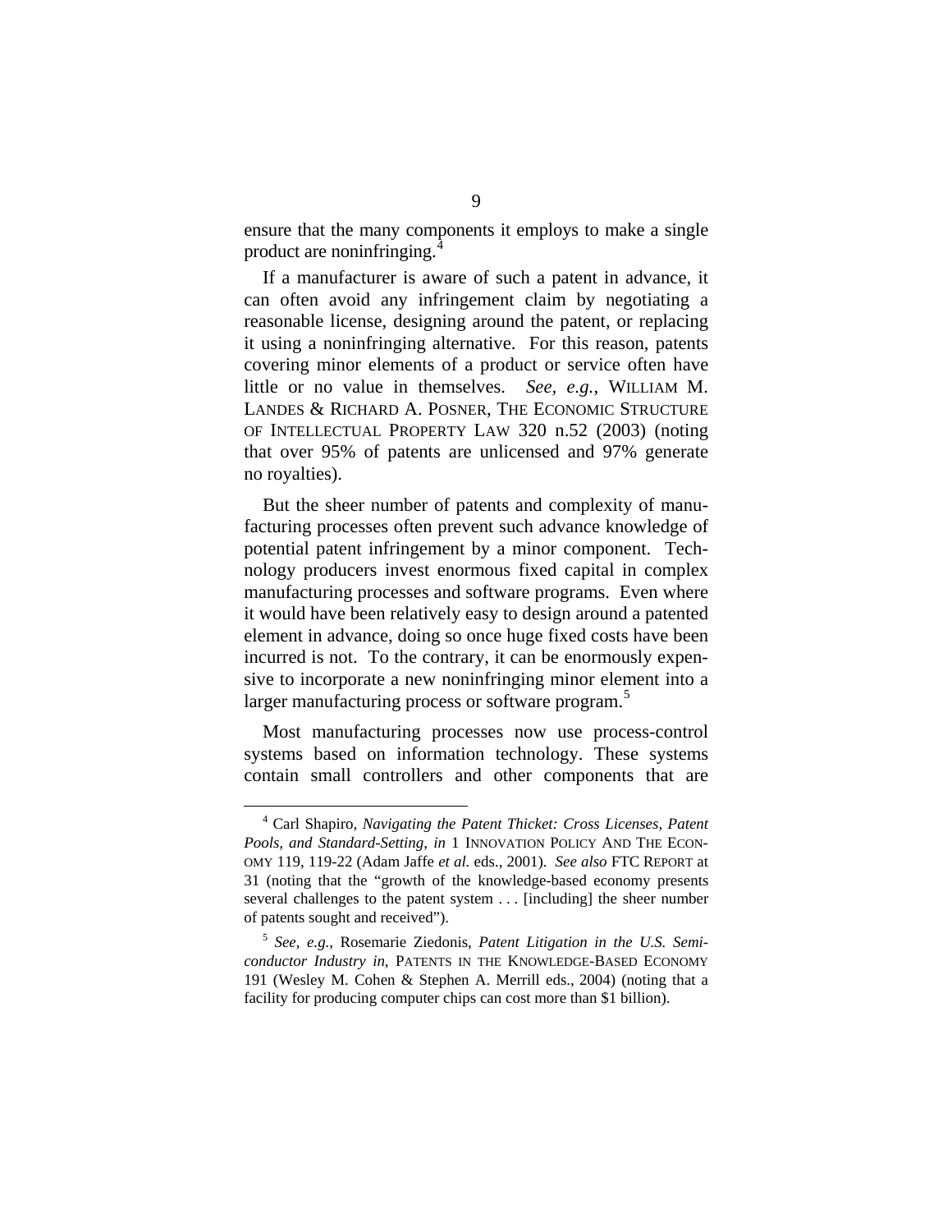ensure that the many components it employs to make a single product are noninfringing.[4]

If a manufacturer is aware of such a patent in advance, it can often avoid any infringement claim by negotiating a reasonable license, designing around the patent, or replacing it using a noninfringing alternative. For this reason, patents covering minor elements of a product or service often have little or no value in themselves. *See, e.g.*, WILLIAM M. LANDES & RICHARD A. POSNER, THE ECONOMIC STRUCTURE OF INTELLECTUAL PROPERTY LAW 320 n.52 (2003) (noting that over 95% of patents are unlicensed and 97% generate no royalties).

But the sheer number of patents and complexity of manufacturing processes often prevent such advance knowledge of potential patent infringement by a minor component. Technology producers invest enormous fixed capital in complex manufacturing processes and software programs. Even where it would have been relatively easy to design around a patented element in advance, doing so once huge fixed costs have been incurred is not. To the contrary, it can be enormously expensive to incorporate a new noninfringing minor element into a larger manufacturing process or software program.[5]

Most manufacturing processes now use process-control systems based on information technology. These systems contain small controllers and other components that are

---

[4] Carl Shapiro, *Navigating the Patent Thicket: Cross Licenses, Patent Pools, and Standard-Setting*, *in* 1 INNOVATION POLICY AND THE ECONOMY 119, 119-22 (Adam Jaffe *et al.* eds., 2001). *See also* FTC REPORT at 31 (noting that the "growth of the knowledge-based economy presents several challenges to the patent system . . . [including] the sheer number of patents sought and received").

[5] *See, e.g.*, Rosemarie Ziedonis, *Patent Litigation in the U.S. Semiconductor Industry in*, PATENTS IN THE KNOWLEDGE-BASED ECONOMY 191 (Wesley M. Cohen & Stephen A. Merrill eds., 2004) (noting that a facility for producing computer chips can cost more than $1 billion).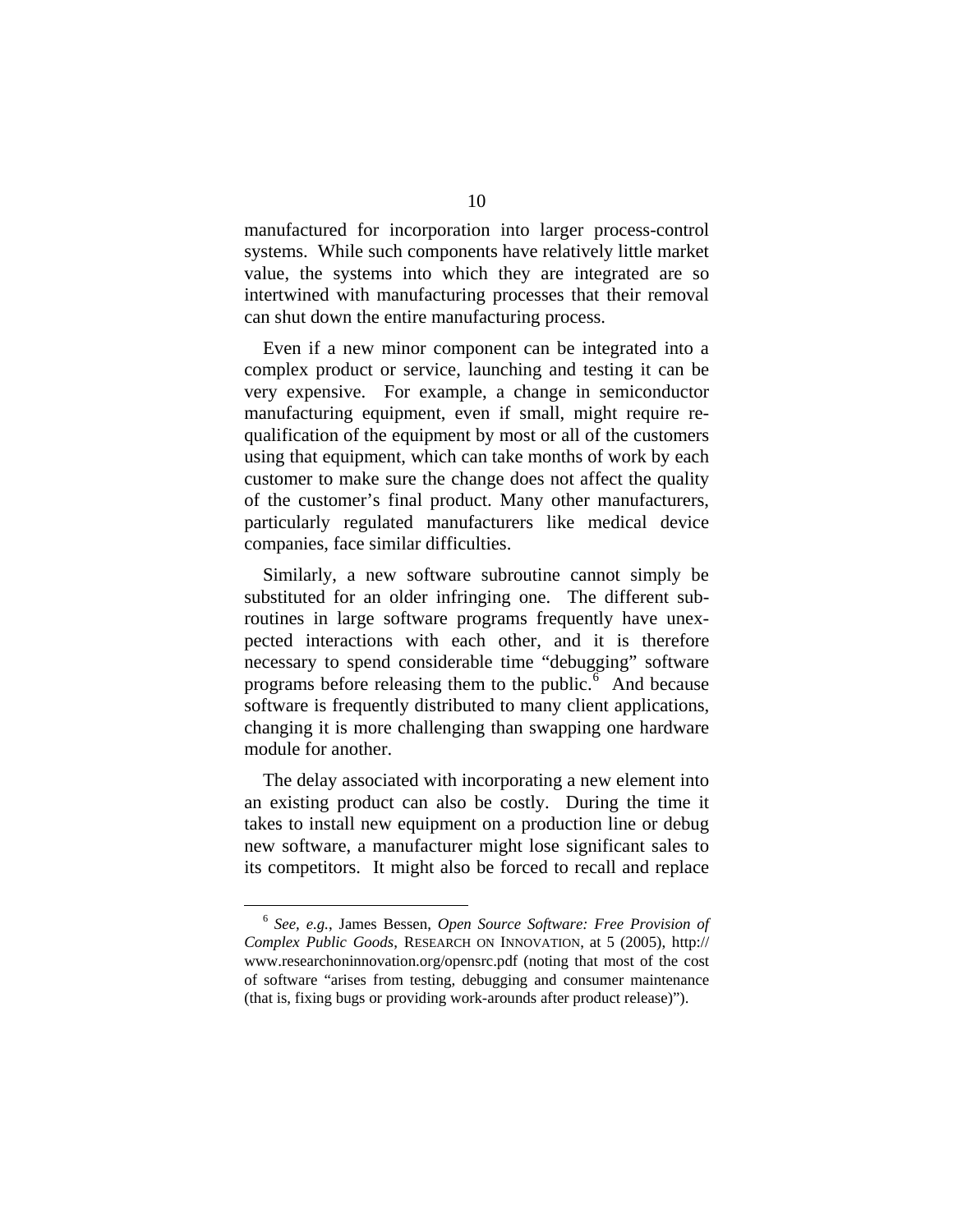manufactured for incorporation into larger process-control systems. While such components have relatively little market value, the systems into which they are integrated are so intertwined with manufacturing processes that their removal can shut down the entire manufacturing process.

Even if a new minor component can be integrated into a complex product or service, launching and testing it can be very expensive. For example, a change in semiconductor manufacturing equipment, even if small, might require re-qualification of the equipment by most or all of the customers using that equipment, which can take months of work by each customer to make sure the change does not affect the quality of the customer's final product. Many other manufacturers, particularly regulated manufacturers like medical device companies, face similar difficulties.

Similarly, a new software subroutine cannot simply be substituted for an older infringing one. The different subroutines in large software programs frequently have unexpected interactions with each other, and it is therefore necessary to spend considerable time "debugging" software programs before releasing them to the public.[6] And because software is frequently distributed to many client applications, changing it is more challenging than swapping one hardware module for another.

The delay associated with incorporating a new element into an existing product can also be costly. During the time it takes to install new equipment on a production line or debug new software, a manufacturer might lose significant sales to its competitors. It might also be forced to recall and replace

---

[6] *See, e.g.*, James Bessen, *Open Source Software: Free Provision of Complex Public Goods*, RESEARCH ON INNOVATION, at 5 (2005), http://www.researchoninnovation.org/opensrc.pdf (noting that most of the cost of software "arises from testing, debugging and consumer maintenance (that is, fixing bugs or providing work-arounds after product release)").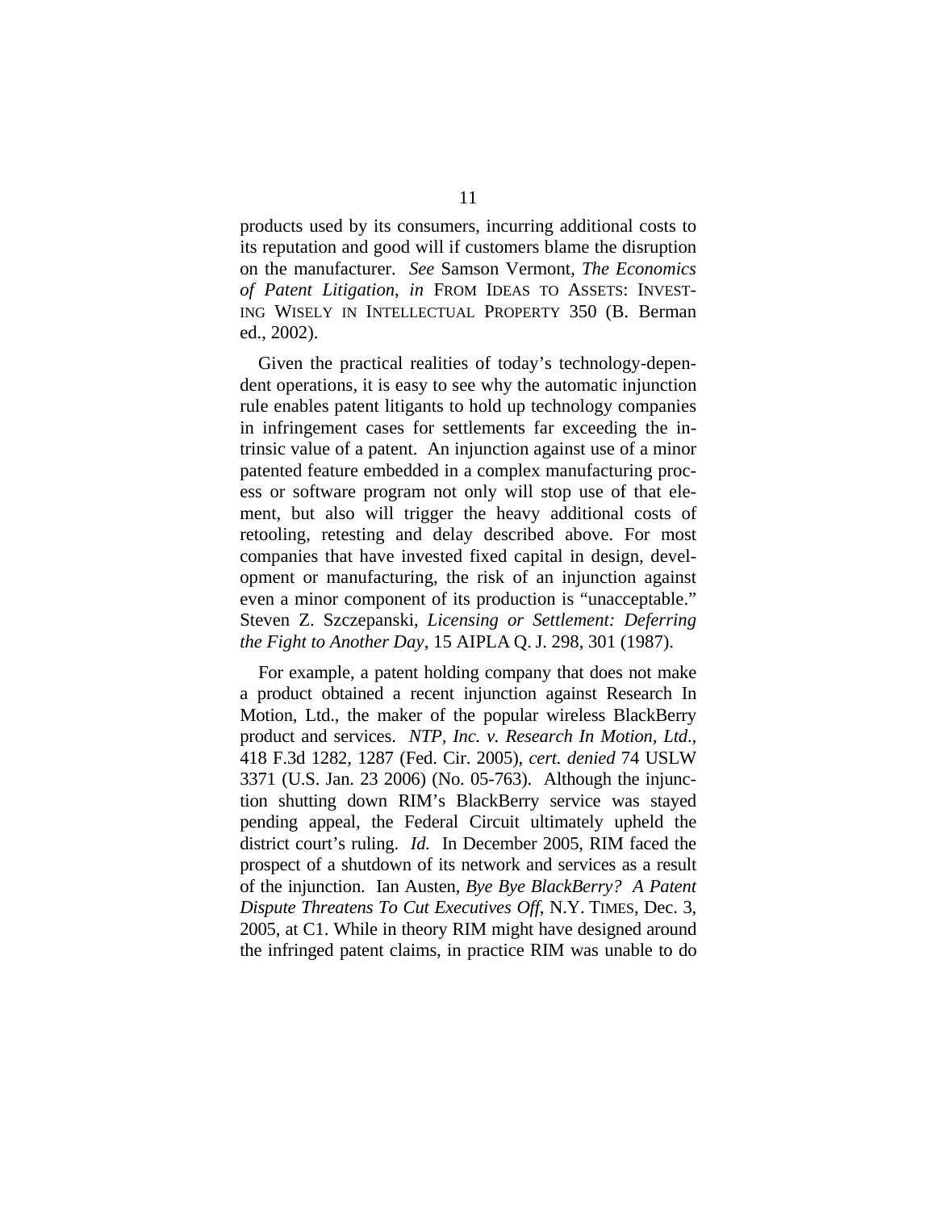products used by its consumers, incurring additional costs to its reputation and good will if customers blame the disruption on the manufacturer. *See* Samson Vermont, *The Economics of Patent Litigation*, *in* FROM IDEAS TO ASSETS: INVESTING WISELY IN INTELLECTUAL PROPERTY 350 (B. Berman ed., 2002).

Given the practical realities of today's technology-dependent operations, it is easy to see why the automatic injunction rule enables patent litigants to hold up technology companies in infringement cases for settlements far exceeding the intrinsic value of a patent. An injunction against use of a minor patented feature embedded in a complex manufacturing process or software program not only will stop use of that element, but also will trigger the heavy additional costs of retooling, retesting and delay described above. For most companies that have invested fixed capital in design, development or manufacturing, the risk of an injunction against even a minor component of its production is "unacceptable." Steven Z. Szczepanski, *Licensing or Settlement: Deferring the Fight to Another Day*, 15 AIPLA Q. J. 298, 301 (1987).

For example, a patent holding company that does not make a product obtained a recent injunction against Research In Motion, Ltd., the maker of the popular wireless BlackBerry product and services. *NTP, Inc. v. Research In Motion, Ltd*., 418 F.3d 1282, 1287 (Fed. Cir. 2005), *cert. denied* 74 USLW 3371 (U.S. Jan. 23 2006) (No. 05-763). Although the injunction shutting down RIM's BlackBerry service was stayed pending appeal, the Federal Circuit ultimately upheld the district court's ruling. *Id.* In December 2005, RIM faced the prospect of a shutdown of its network and services as a result of the injunction. Ian Austen, *Bye Bye BlackBerry? A Patent Dispute Threatens To Cut Executives Off*, N.Y. TIMES, Dec. 3, 2005, at C1. While in theory RIM might have designed around the infringed patent claims, in practice RIM was unable to do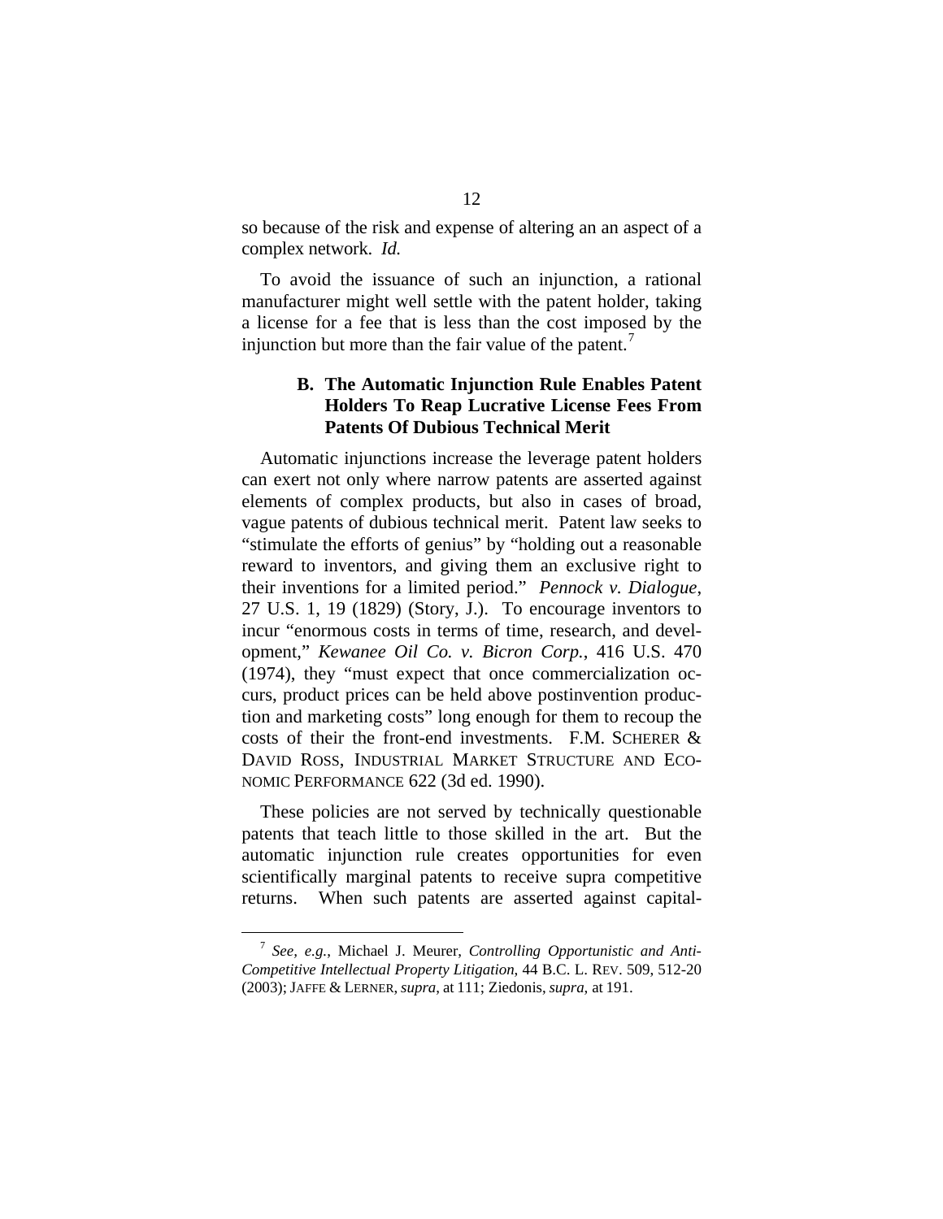so because of the risk and expense of altering an an aspect of a complex network. *Id.*

To avoid the issuance of such an injunction, a rational manufacturer might well settle with the patent holder, taking a license for a fee that is less than the cost imposed by the injunction but more than the fair value of the patent.[7]

### B. The Automatic Injunction Rule Enables Patent Holders To Reap Lucrative License Fees From Patents Of Dubious Technical Merit

Automatic injunctions increase the leverage patent holders can exert not only where narrow patents are asserted against elements of complex products, but also in cases of broad, vague patents of dubious technical merit. Patent law seeks to "stimulate the efforts of genius" by "holding out a reasonable reward to inventors, and giving them an exclusive right to their inventions for a limited period." *Pennock v. Dialogue*, 27 U.S. 1, 19 (1829) (Story, J.). To encourage inventors to incur "enormous costs in terms of time, research, and development," *Kewanee Oil Co. v. Bicron Corp.*, 416 U.S. 470 (1974), they "must expect that once commercialization occurs, product prices can be held above postinvention production and marketing costs" long enough for them to recoup the costs of their the front-end investments. F.M. SCHERER & DAVID ROSS, INDUSTRIAL MARKET STRUCTURE AND ECONOMIC PERFORMANCE 622 (3d ed. 1990).

These policies are not served by technically questionable patents that teach little to those skilled in the art. But the automatic injunction rule creates opportunities for even scientifically marginal patents to receive supra competitive returns. When such patents are asserted against capital-

---

[7] *See, e.g.*, Michael J. Meurer, *Controlling Opportunistic and Anti-Competitive Intellectual Property Litigation*, 44 B.C. L. REV. 509, 512-20 (2003); JAFFE & LERNER, *supra*, at 111; Ziedonis, *supra*, at 191.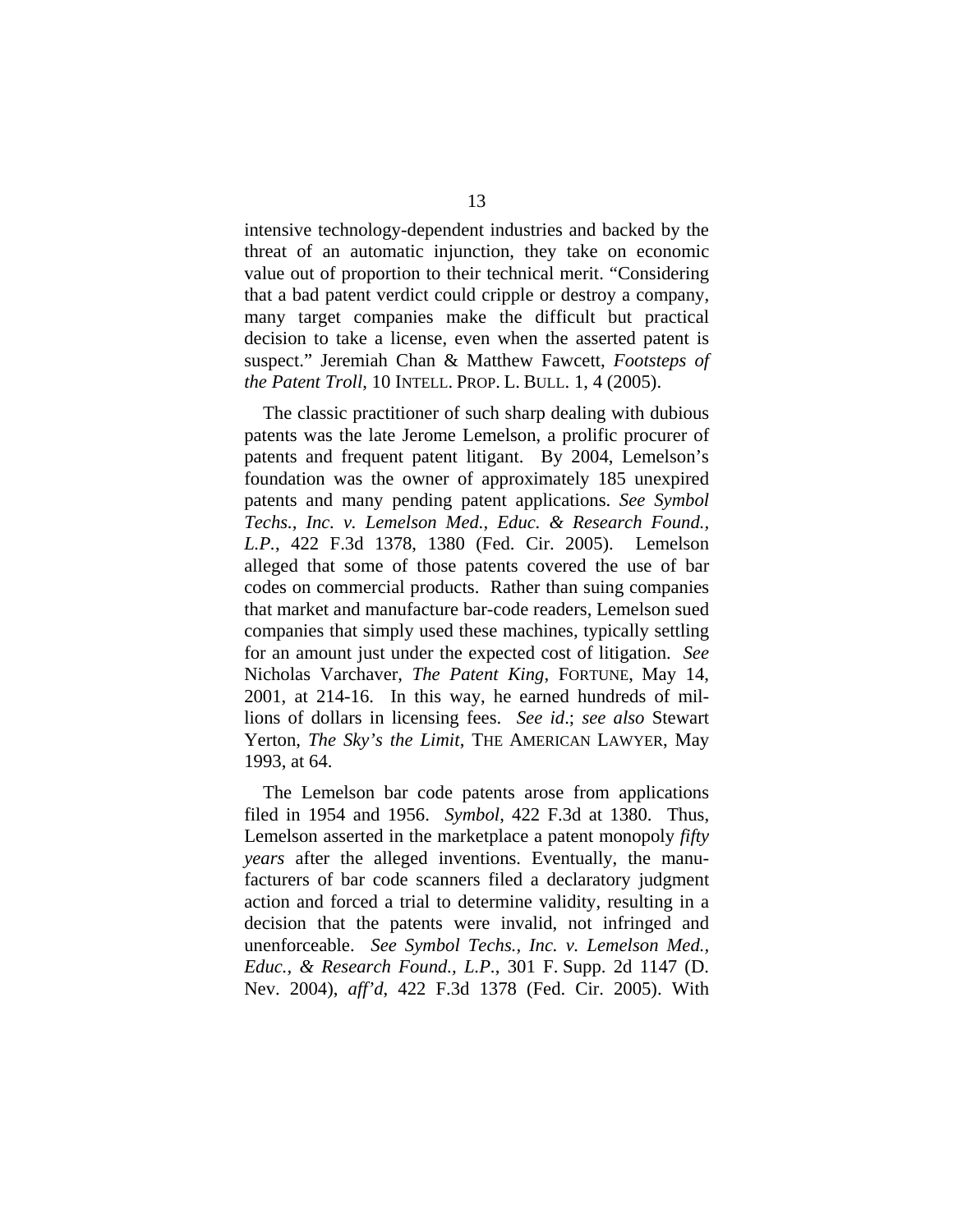intensive technology-dependent industries and backed by the threat of an automatic injunction, they take on economic value out of proportion to their technical merit. "Considering that a bad patent verdict could cripple or destroy a company, many target companies make the difficult but practical decision to take a license, even when the asserted patent is suspect." Jeremiah Chan & Matthew Fawcett, *Footsteps of the Patent Troll*, 10 INTELL. PROP. L. BULL. 1, 4 (2005).

The classic practitioner of such sharp dealing with dubious patents was the late Jerome Lemelson, a prolific procurer of patents and frequent patent litigant. By 2004, Lemelson's foundation was the owner of approximately 185 unexpired patents and many pending patent applications. *See Symbol Techs., Inc. v. Lemelson Med., Educ. & Research Found., L.P.*, 422 F.3d 1378, 1380 (Fed. Cir. 2005). Lemelson alleged that some of those patents covered the use of bar codes on commercial products. Rather than suing companies that market and manufacture bar-code readers, Lemelson sued companies that simply used these machines, typically settling for an amount just under the expected cost of litigation. *See* Nicholas Varchaver, *The Patent King*, FORTUNE, May 14, 2001, at 214-16. In this way, he earned hundreds of millions of dollars in licensing fees. *See id*.; *see also* Stewart Yerton, *The Sky's the Limit*, THE AMERICAN LAWYER, May 1993, at 64.

The Lemelson bar code patents arose from applications filed in 1954 and 1956. *Symbol*, 422 F.3d at 1380. Thus, Lemelson asserted in the marketplace a patent monopoly *fifty years* after the alleged inventions. Eventually, the manufacturers of bar code scanners filed a declaratory judgment action and forced a trial to determine validity, resulting in a decision that the patents were invalid, not infringed and unenforceable. *See Symbol Techs., Inc. v. Lemelson Med., Educ., & Research Found., L.P.*, 301 F. Supp. 2d 1147 (D. Nev. 2004), *aff'd*, 422 F.3d 1378 (Fed. Cir. 2005). With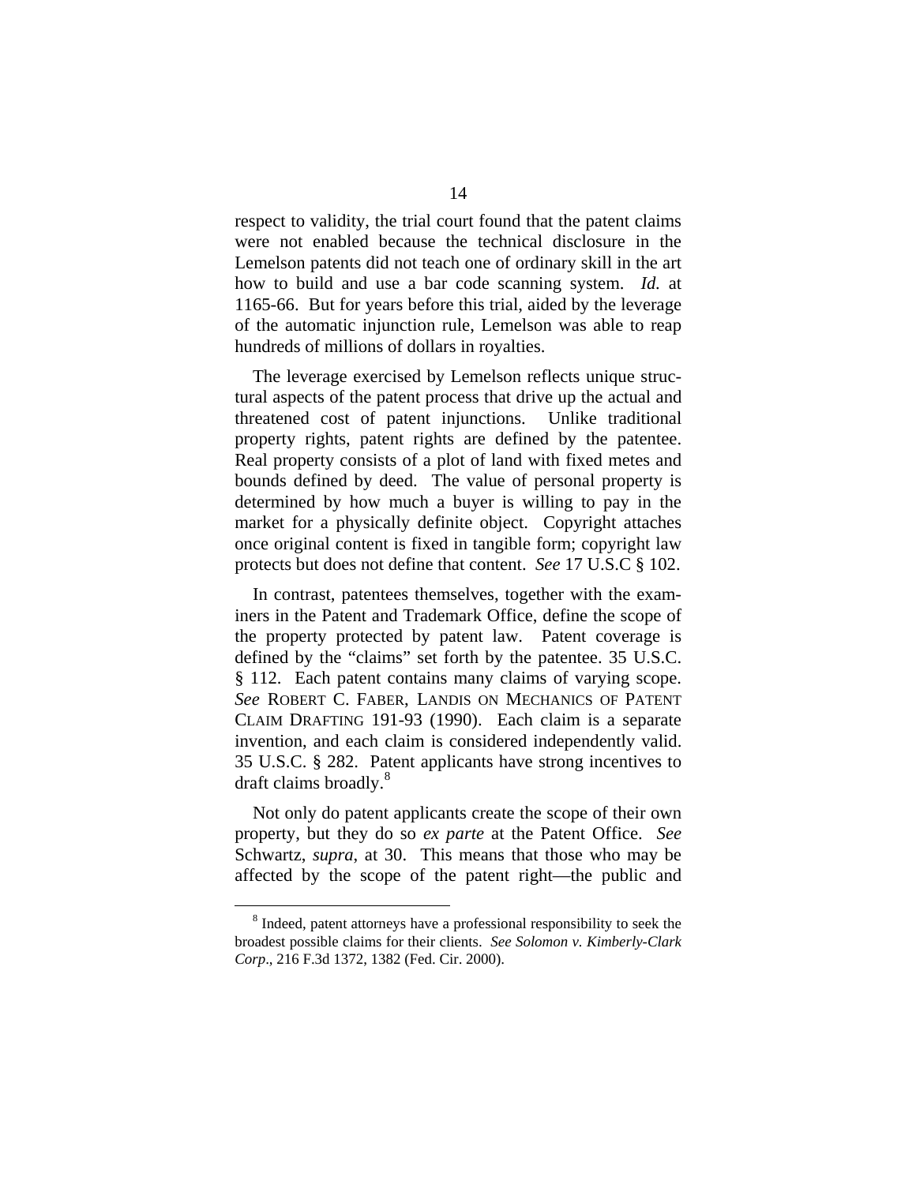respect to validity, the trial court found that the patent claims were not enabled because the technical disclosure in the Lemelson patents did not teach one of ordinary skill in the art how to build and use a bar code scanning system. *Id.* at 1165-66. But for years before this trial, aided by the leverage of the automatic injunction rule, Lemelson was able to reap hundreds of millions of dollars in royalties.

The leverage exercised by Lemelson reflects unique structural aspects of the patent process that drive up the actual and threatened cost of patent injunctions. Unlike traditional property rights, patent rights are defined by the patentee. Real property consists of a plot of land with fixed metes and bounds defined by deed. The value of personal property is determined by how much a buyer is willing to pay in the market for a physically definite object. Copyright attaches once original content is fixed in tangible form; copyright law protects but does not define that content. *See* 17 U.S.C § 102.

In contrast, patentees themselves, together with the examiners in the Patent and Trademark Office, define the scope of the property protected by patent law. Patent coverage is defined by the "claims" set forth by the patentee. 35 U.S.C. § 112. Each patent contains many claims of varying scope. *See* ROBERT C. FABER, LANDIS ON MECHANICS OF PATENT CLAIM DRAFTING 191-93 (1990). Each claim is a separate invention, and each claim is considered independently valid. 35 U.S.C. § 282. Patent applicants have strong incentives to draft claims broadly.[8]

Not only do patent applicants create the scope of their own property, but they do so *ex parte* at the Patent Office. *See* Schwartz, *supra*, at 30. This means that those who may be affected by the scope of the patent right—the public and

[8] Indeed, patent attorneys have a professional responsibility to seek the broadest possible claims for their clients. *See Solomon v. Kimberly-Clark Corp*., 216 F.3d 1372, 1382 (Fed. Cir. 2000).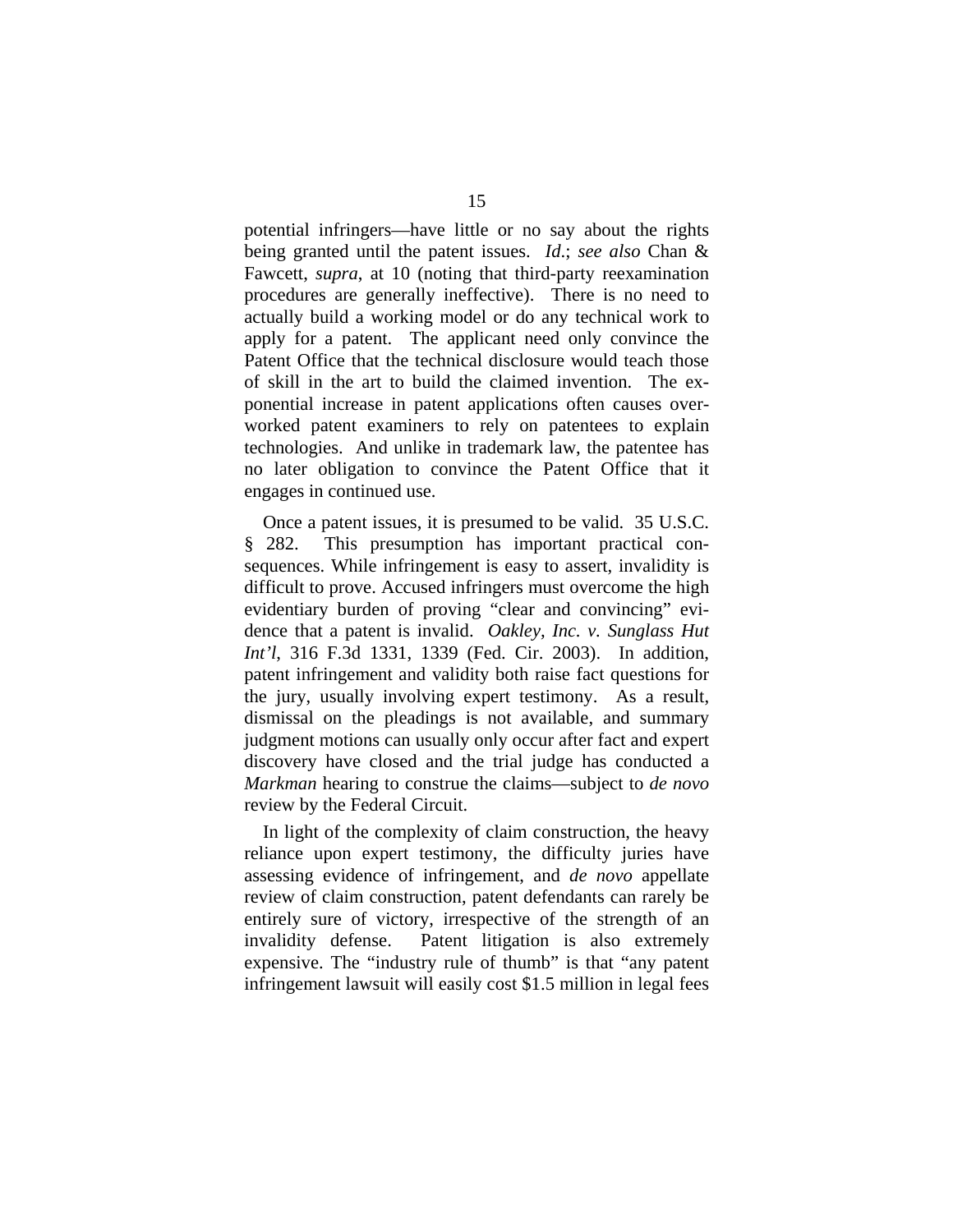potential infringers—have little or no say about the rights being granted until the patent issues. *Id.*; *see also* Chan & Fawcett, *supra*, at 10 (noting that third-party reexamination procedures are generally ineffective). There is no need to actually build a working model or do any technical work to apply for a patent. The applicant need only convince the Patent Office that the technical disclosure would teach those of skill in the art to build the claimed invention. The exponential increase in patent applications often causes overworked patent examiners to rely on patentees to explain technologies. And unlike in trademark law, the patentee has no later obligation to convince the Patent Office that it engages in continued use.

Once a patent issues, it is presumed to be valid. 35 U.S.C. § 282. This presumption has important practical consequences. While infringement is easy to assert, invalidity is difficult to prove. Accused infringers must overcome the high evidentiary burden of proving "clear and convincing" evidence that a patent is invalid. *Oakley, Inc. v. Sunglass Hut Int'l*, 316 F.3d 1331, 1339 (Fed. Cir. 2003). In addition, patent infringement and validity both raise fact questions for the jury, usually involving expert testimony. As a result, dismissal on the pleadings is not available, and summary judgment motions can usually only occur after fact and expert discovery have closed and the trial judge has conducted a *Markman* hearing to construe the claims—subject to *de novo* review by the Federal Circuit.

In light of the complexity of claim construction, the heavy reliance upon expert testimony, the difficulty juries have assessing evidence of infringement, and *de novo* appellate review of claim construction, patent defendants can rarely be entirely sure of victory, irrespective of the strength of an invalidity defense. Patent litigation is also extremely expensive. The "industry rule of thumb" is that "any patent infringement lawsuit will easily cost $1.5 million in legal fees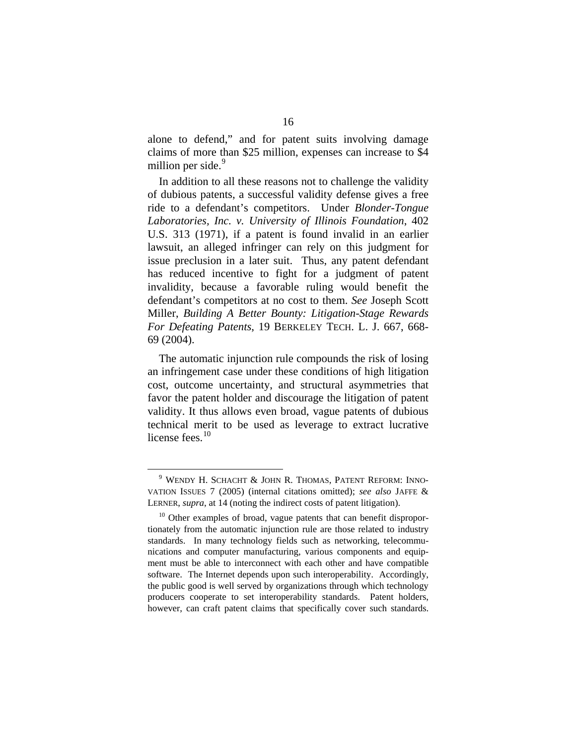alone to defend," and for patent suits involving damage claims of more than $25 million, expenses can increase to $4 million per side.[9]

In addition to all these reasons not to challenge the validity of dubious patents, a successful validity defense gives a free ride to a defendant's competitors. Under *Blonder-Tongue Laboratories, Inc. v. University of Illinois Foundation*, 402 U.S. 313 (1971), if a patent is found invalid in an earlier lawsuit, an alleged infringer can rely on this judgment for issue preclusion in a later suit. Thus, any patent defendant has reduced incentive to fight for a judgment of patent invalidity, because a favorable ruling would benefit the defendant's competitors at no cost to them. *See* Joseph Scott Miller, *Building A Better Bounty: Litigation-Stage Rewards For Defeating Patents*, 19 BERKELEY TECH. L. J. 667, 668-69 (2004).

The automatic injunction rule compounds the risk of losing an infringement case under these conditions of high litigation cost, outcome uncertainty, and structural asymmetries that favor the patent holder and discourage the litigation of patent validity. It thus allows even broad, vague patents of dubious technical merit to be used as leverage to extract lucrative license fees.[10]

---

[9] WENDY H. SCHACHT & JOHN R. THOMAS, PATENT REFORM: INNOVATION ISSUES 7 (2005) (internal citations omitted); *see also* JAFFE & LERNER, *supra*, at 14 (noting the indirect costs of patent litigation).

[10] Other examples of broad, vague patents that can benefit disproportionately from the automatic injunction rule are those related to industry standards. In many technology fields such as networking, telecommunications and computer manufacturing, various components and equipment must be able to interconnect with each other and have compatible software. The Internet depends upon such interoperability. Accordingly, the public good is well served by organizations through which technology producers cooperate to set interoperability standards. Patent holders, however, can craft patent claims that specifically cover such standards.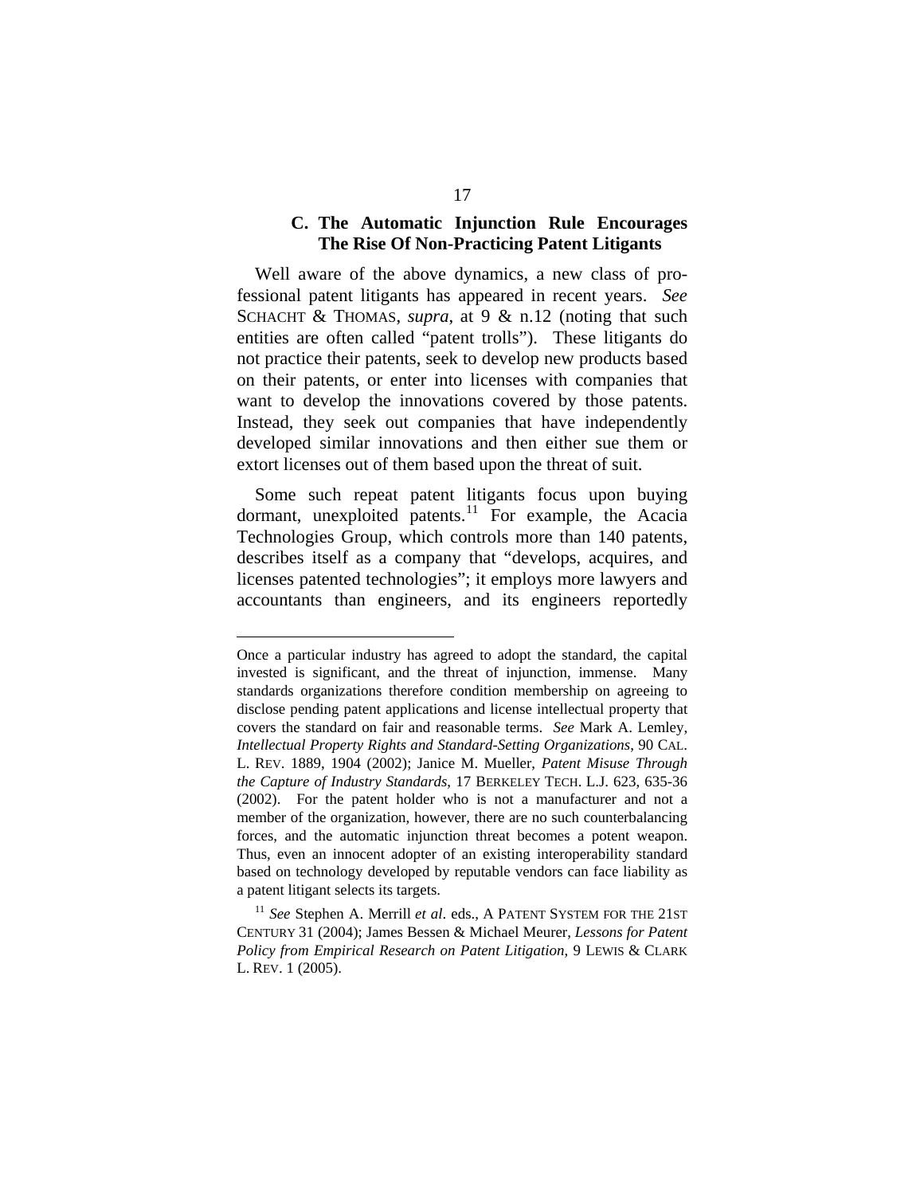### C. The Automatic Injunction Rule Encourages The Rise Of Non-Practicing Patent Litigants

Well aware of the above dynamics, a new class of professional patent litigants has appeared in recent years. *See* SCHACHT & THOMAS, *supra*, at 9 & n.12 (noting that such entities are often called "patent trolls"). These litigants do not practice their patents, seek to develop new products based on their patents, or enter into licenses with companies that want to develop the innovations covered by those patents. Instead, they seek out companies that have independently developed similar innovations and then either sue them or extort licenses out of them based upon the threat of suit.

Some such repeat patent litigants focus upon buying dormant, unexploited patents.[11] For example, the Acacia Technologies Group, which controls more than 140 patents, describes itself as a company that "develops, acquires, and licenses patented technologies"; it employs more lawyers and accountants than engineers, and its engineers reportedly

---

Once a particular industry has agreed to adopt the standard, the capital invested is significant, and the threat of injunction, immense. Many standards organizations therefore condition membership on agreeing to disclose pending patent applications and license intellectual property that covers the standard on fair and reasonable terms. *See* Mark A. Lemley, *Intellectual Property Rights and Standard-Setting Organizations*, 90 CAL. L. REV. 1889, 1904 (2002); Janice M. Mueller, *Patent Misuse Through the Capture of Industry Standards*, 17 BERKELEY TECH. L.J. 623, 635-36 (2002). For the patent holder who is not a manufacturer and not a member of the organization, however, there are no such counterbalancing forces, and the automatic injunction threat becomes a potent weapon. Thus, even an innocent adopter of an existing interoperability standard based on technology developed by reputable vendors can face liability as a patent litigant selects its targets.

[11] *See* Stephen A. Merrill *et al*. eds., A PATENT SYSTEM FOR THE 21ST CENTURY 31 (2004); James Bessen & Michael Meurer, *Lessons for Patent Policy from Empirical Research on Patent Litigation*, 9 LEWIS & CLARK L. REV. 1 (2005).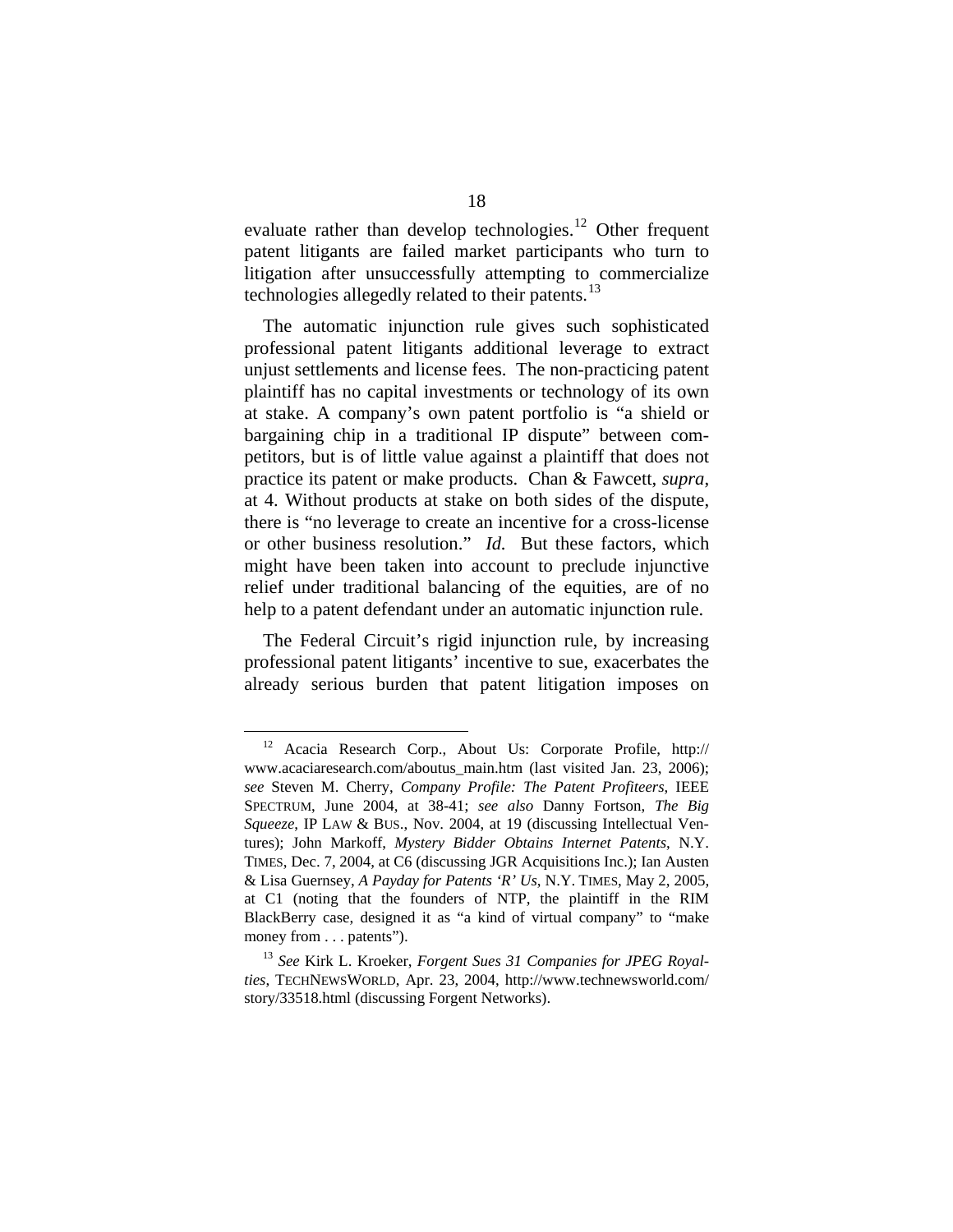evaluate rather than develop technologies.[12] Other frequent patent litigants are failed market participants who turn to litigation after unsuccessfully attempting to commercialize technologies allegedly related to their patents.[13]

The automatic injunction rule gives such sophisticated professional patent litigants additional leverage to extract unjust settlements and license fees. The non-practicing patent plaintiff has no capital investments or technology of its own at stake. A company's own patent portfolio is "a shield or bargaining chip in a traditional IP dispute" between competitors, but is of little value against a plaintiff that does not practice its patent or make products. Chan & Fawcett, *supra*, at 4. Without products at stake on both sides of the dispute, there is "no leverage to create an incentive for a cross-license or other business resolution." *Id.* But these factors, which might have been taken into account to preclude injunctive relief under traditional balancing of the equities, are of no help to a patent defendant under an automatic injunction rule.

The Federal Circuit's rigid injunction rule, by increasing professional patent litigants' incentive to sue, exacerbates the already serious burden that patent litigation imposes on

---

[12] Acacia Research Corp., About Us: Corporate Profile, http://www.acaciaresearch.com/aboutus_main.htm (last visited Jan. 23, 2006); *see* Steven M. Cherry, *Company Profile: The Patent Profiteers*, IEEE SPECTRUM, June 2004, at 38-41; *see also* Danny Fortson, *The Big Squeeze*, IP LAW & BUS., Nov. 2004, at 19 (discussing Intellectual Ventures); John Markoff, *Mystery Bidder Obtains Internet Patents*, N.Y. TIMES, Dec. 7, 2004, at C6 (discussing JGR Acquisitions Inc.); Ian Austen & Lisa Guernsey, *A Payday for Patents 'R' Us*, N.Y. TIMES, May 2, 2005, at C1 (noting that the founders of NTP, the plaintiff in the RIM BlackBerry case, designed it as "a kind of virtual company" to "make money from . . . patents").

[13] *See* Kirk L. Kroeker, *Forgent Sues 31 Companies for JPEG Royalties*, TECHNEWSWORLD, Apr. 23, 2004, http://www.technewsworld.com/story/33518.html (discussing Forgent Networks).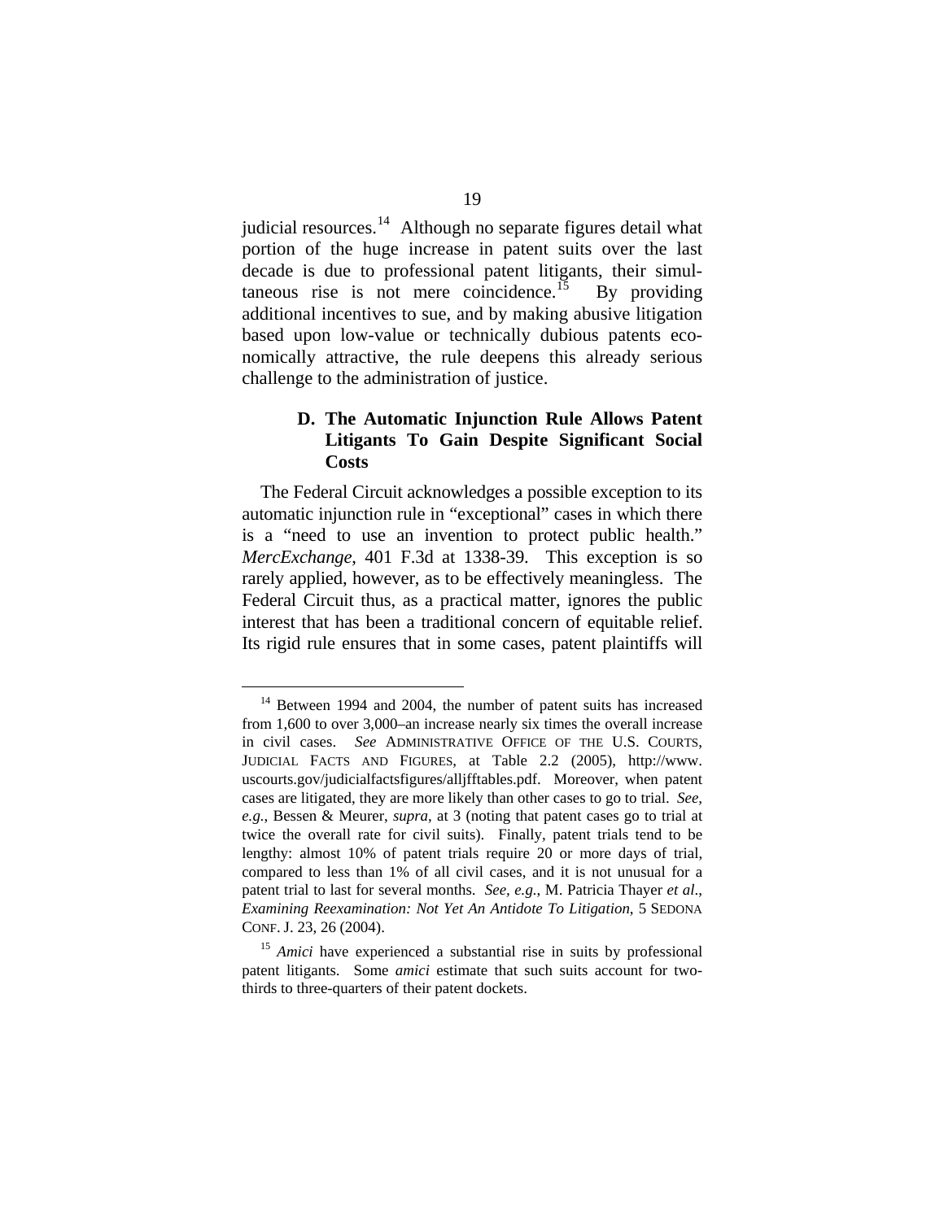judicial resources.[14] Although no separate figures detail what portion of the huge increase in patent suits over the last decade is due to professional patent litigants, their simultaneous rise is not mere coincidence.[15] By providing additional incentives to sue, and by making abusive litigation based upon low-value or technically dubious patents economically attractive, the rule deepens this already serious challenge to the administration of justice.

### D. The Automatic Injunction Rule Allows Patent Litigants To Gain Despite Significant Social Costs

The Federal Circuit acknowledges a possible exception to its automatic injunction rule in "exceptional" cases in which there is a "need to use an invention to protect public health." *MercExchange*, 401 F.3d at 1338-39. This exception is so rarely applied, however, as to be effectively meaningless. The Federal Circuit thus, as a practical matter, ignores the public interest that has been a traditional concern of equitable relief. Its rigid rule ensures that in some cases, patent plaintiffs will

---

[14] Between 1994 and 2004, the number of patent suits has increased from 1,600 to over 3,000–an increase nearly six times the overall increase in civil cases. *See* ADMINISTRATIVE OFFICE OF THE U.S. COURTS, JUDICIAL FACTS AND FIGURES, at Table 2.2 (2005), http://www.uscourts.gov/judicialfactsfigures/alljfftables.pdf. Moreover, when patent cases are litigated, they are more likely than other cases to go to trial. *See, e.g.*, Bessen & Meurer, *supra*, at 3 (noting that patent cases go to trial at twice the overall rate for civil suits). Finally, patent trials tend to be lengthy: almost 10% of patent trials require 20 or more days of trial, compared to less than 1% of all civil cases, and it is not unusual for a patent trial to last for several months. *See, e.g.*, M. Patricia Thayer *et al*., *Examining Reexamination: Not Yet An Antidote To Litigation*, 5 SEDONA CONF. J. 23, 26 (2004).

[15] *Amici* have experienced a substantial rise in suits by professional patent litigants. Some *amici* estimate that such suits account for two-thirds to three-quarters of their patent dockets.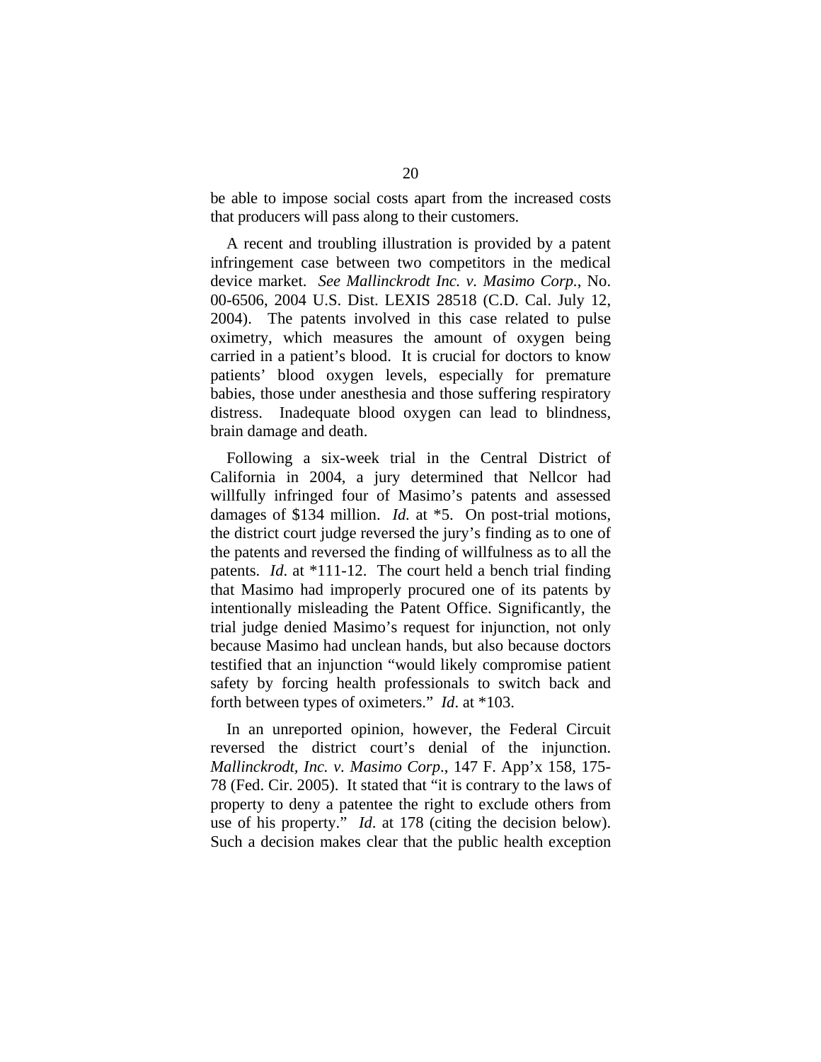be able to impose social costs apart from the increased costs that producers will pass along to their customers.

A recent and troubling illustration is provided by a patent infringement case between two competitors in the medical device market. *See Mallinckrodt Inc. v. Masimo Corp.*, No. 00-6506, 2004 U.S. Dist. LEXIS 28518 (C.D. Cal. July 12, 2004). The patents involved in this case related to pulse oximetry, which measures the amount of oxygen being carried in a patient's blood. It is crucial for doctors to know patients' blood oxygen levels, especially for premature babies, those under anesthesia and those suffering respiratory distress. Inadequate blood oxygen can lead to blindness, brain damage and death.

Following a six-week trial in the Central District of California in 2004, a jury determined that Nellcor had willfully infringed four of Masimo's patents and assessed damages of $134 million. *Id.* at *5. On post-trial motions, the district court judge reversed the jury's finding as to one of the patents and reversed the finding of willfulness as to all the patents. *Id*. at *111-12. The court held a bench trial finding that Masimo had improperly procured one of its patents by intentionally misleading the Patent Office. Significantly, the trial judge denied Masimo's request for injunction, not only because Masimo had unclean hands, but also because doctors testified that an injunction "would likely compromise patient safety by forcing health professionals to switch back and forth between types of oximeters." *Id*. at *103.

In an unreported opinion, however, the Federal Circuit reversed the district court's denial of the injunction. *Mallinckrodt, Inc. v. Masimo Corp*., 147 F. App'x 158, 175-78 (Fed. Cir. 2005). It stated that "it is contrary to the laws of property to deny a patentee the right to exclude others from use of his property." *Id*. at 178 (citing the decision below). Such a decision makes clear that the public health exception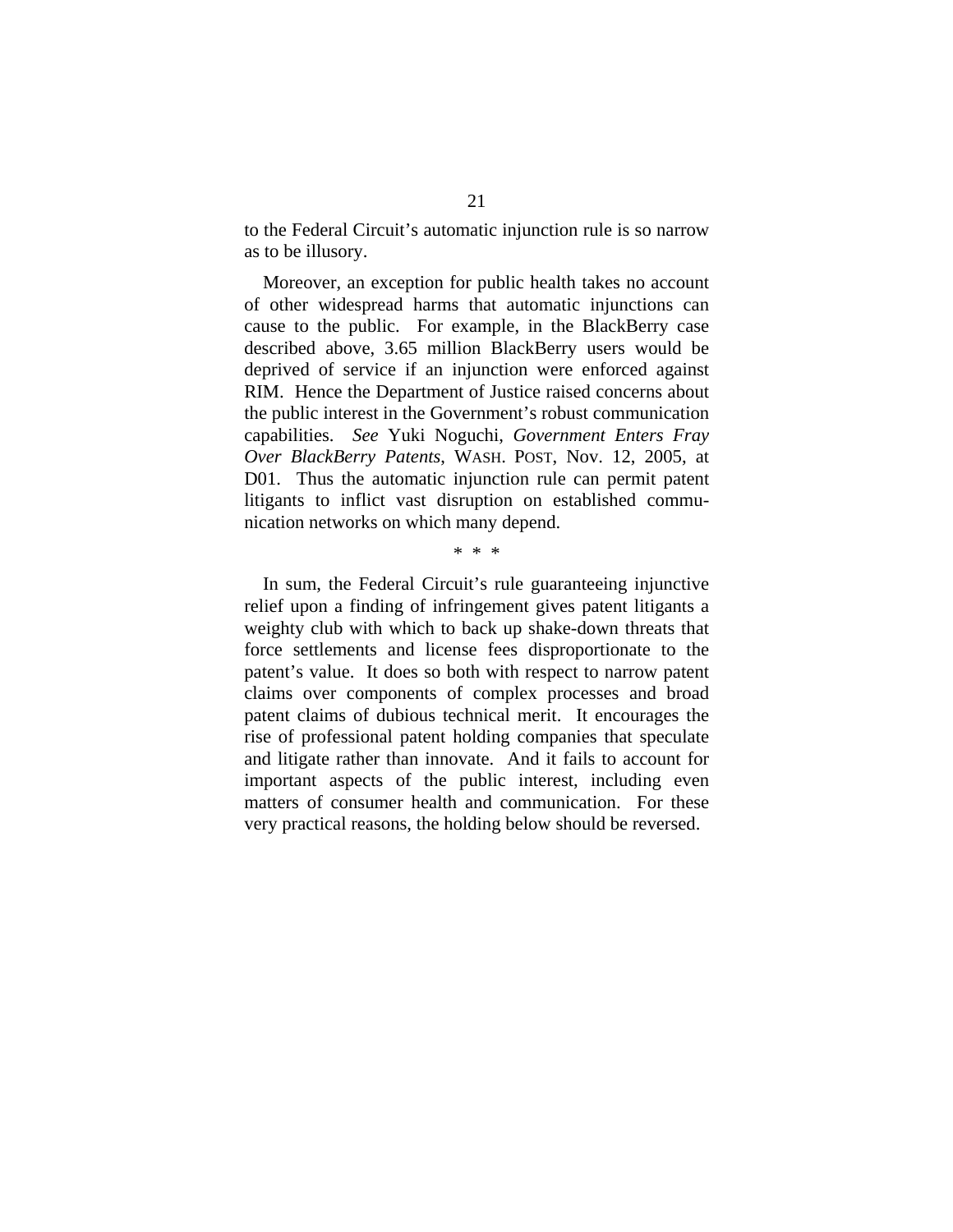to the Federal Circuit's automatic injunction rule is so narrow as to be illusory.

Moreover, an exception for public health takes no account of other widespread harms that automatic injunctions can cause to the public. For example, in the BlackBerry case described above, 3.65 million BlackBerry users would be deprived of service if an injunction were enforced against RIM. Hence the Department of Justice raised concerns about the public interest in the Government's robust communication capabilities. *See* Yuki Noguchi, *Government Enters Fray Over BlackBerry Patents*, WASH. POST, Nov. 12, 2005, at D01. Thus the automatic injunction rule can permit patent litigants to inflict vast disruption on established communication networks on which many depend.

\* \* \*

In sum, the Federal Circuit's rule guaranteeing injunctive relief upon a finding of infringement gives patent litigants a weighty club with which to back up shake-down threats that force settlements and license fees disproportionate to the patent's value. It does so both with respect to narrow patent claims over components of complex processes and broad patent claims of dubious technical merit. It encourages the rise of professional patent holding companies that speculate and litigate rather than innovate. And it fails to account for important aspects of the public interest, including even matters of consumer health and communication. For these very practical reasons, the holding below should be reversed.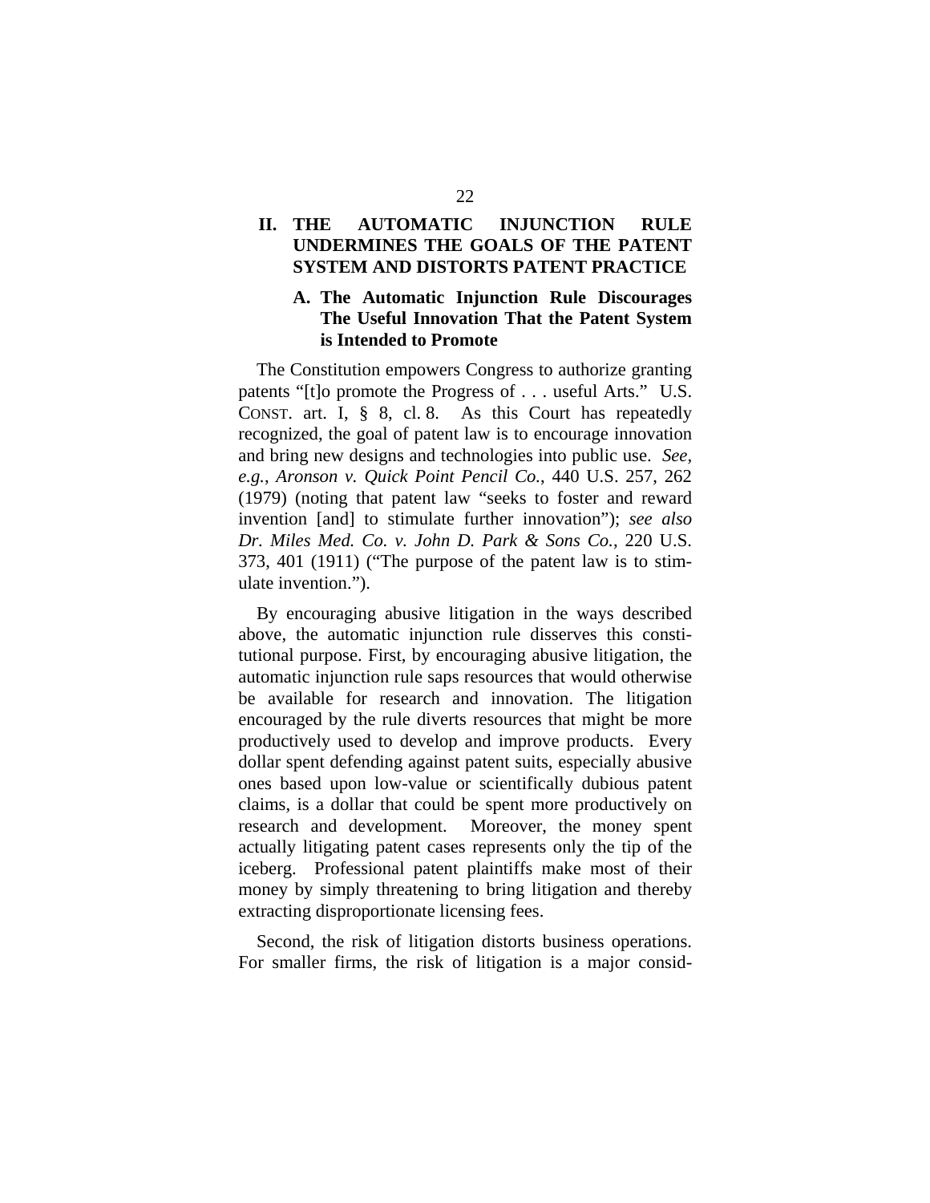## II. THE AUTOMATIC INJUNCTION RULE UNDERMINES THE GOALS OF THE PATENT SYSTEM AND DISTORTS PATENT PRACTICE

### A. The Automatic Injunction Rule Discourages The Useful Innovation That the Patent System is Intended to Promote

The Constitution empowers Congress to authorize granting patents "[t]o promote the Progress of . . . useful Arts." U.S. CONST. art. I, § 8, cl. 8. As this Court has repeatedly recognized, the goal of patent law is to encourage innovation and bring new designs and technologies into public use. *See, e.g.*, *Aronson v. Quick Point Pencil Co.*, 440 U.S. 257, 262 (1979) (noting that patent law "seeks to foster and reward invention [and] to stimulate further innovation"); *see also Dr. Miles Med. Co. v. John D. Park & Sons Co.*, 220 U.S. 373, 401 (1911) ("The purpose of the patent law is to stimulate invention.").

By encouraging abusive litigation in the ways described above, the automatic injunction rule disserves this constitutional purpose. First, by encouraging abusive litigation, the automatic injunction rule saps resources that would otherwise be available for research and innovation. The litigation encouraged by the rule diverts resources that might be more productively used to develop and improve products. Every dollar spent defending against patent suits, especially abusive ones based upon low-value or scientifically dubious patent claims, is a dollar that could be spent more productively on research and development. Moreover, the money spent actually litigating patent cases represents only the tip of the iceberg. Professional patent plaintiffs make most of their money by simply threatening to bring litigation and thereby extracting disproportionate licensing fees.

Second, the risk of litigation distorts business operations. For smaller firms, the risk of litigation is a major consid-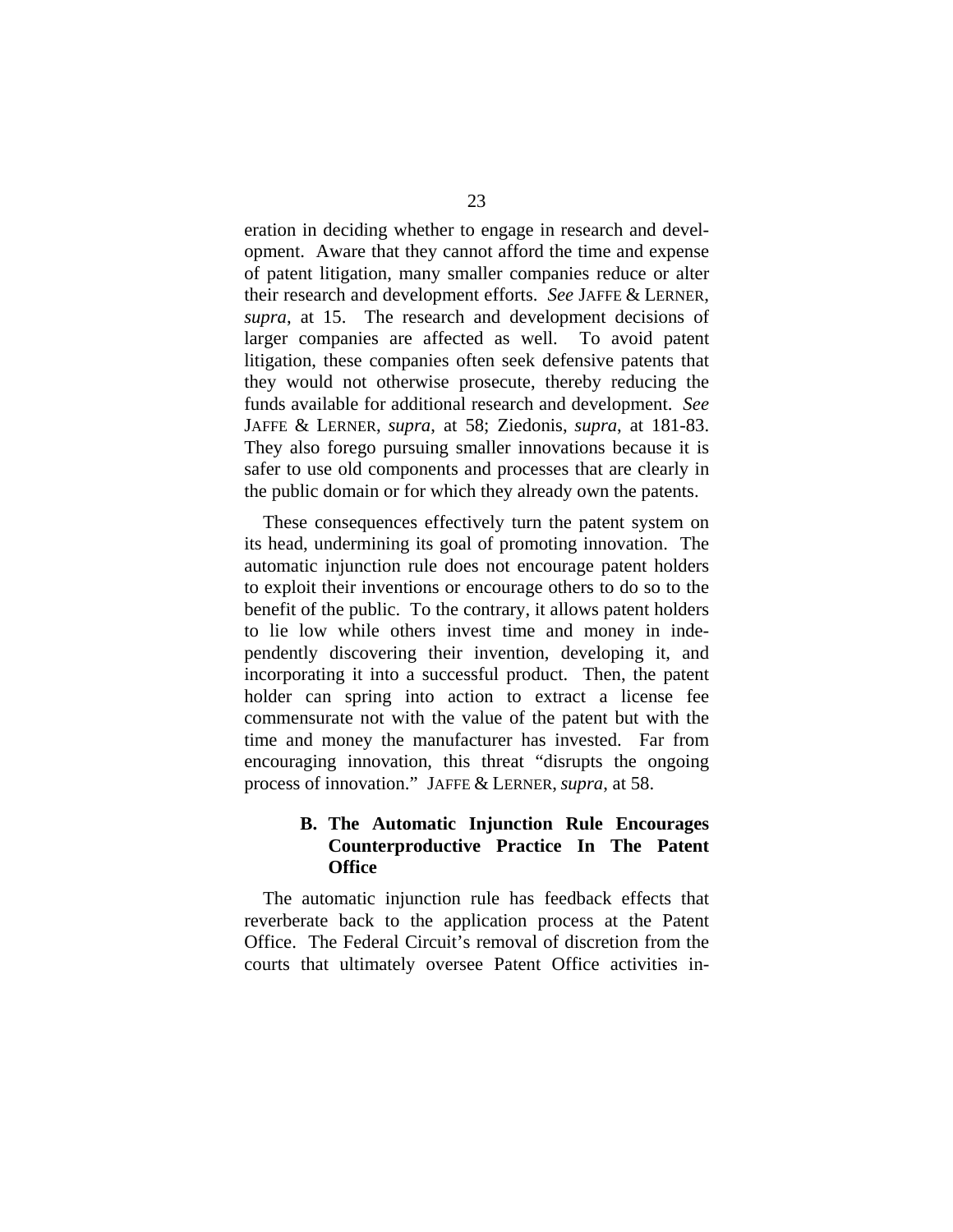eration in deciding whether to engage in research and development. Aware that they cannot afford the time and expense of patent litigation, many smaller companies reduce or alter their research and development efforts. *See* JAFFE & LERNER, *supra*, at 15. The research and development decisions of larger companies are affected as well. To avoid patent litigation, these companies often seek defensive patents that they would not otherwise prosecute, thereby reducing the funds available for additional research and development. *See* JAFFE & LERNER, *supra*, at 58; Ziedonis, *supra*, at 181-83. They also forego pursuing smaller innovations because it is safer to use old components and processes that are clearly in the public domain or for which they already own the patents.

These consequences effectively turn the patent system on its head, undermining its goal of promoting innovation. The automatic injunction rule does not encourage patent holders to exploit their inventions or encourage others to do so to the benefit of the public. To the contrary, it allows patent holders to lie low while others invest time and money in independently discovering their invention, developing it, and incorporating it into a successful product. Then, the patent holder can spring into action to extract a license fee commensurate not with the value of the patent but with the time and money the manufacturer has invested. Far from encouraging innovation, this threat "disrupts the ongoing process of innovation." JAFFE & LERNER, *supra*, at 58.

### B. The Automatic Injunction Rule Encourages Counterproductive Practice In The Patent Office

The automatic injunction rule has feedback effects that reverberate back to the application process at the Patent Office. The Federal Circuit's removal of discretion from the courts that ultimately oversee Patent Office activities in-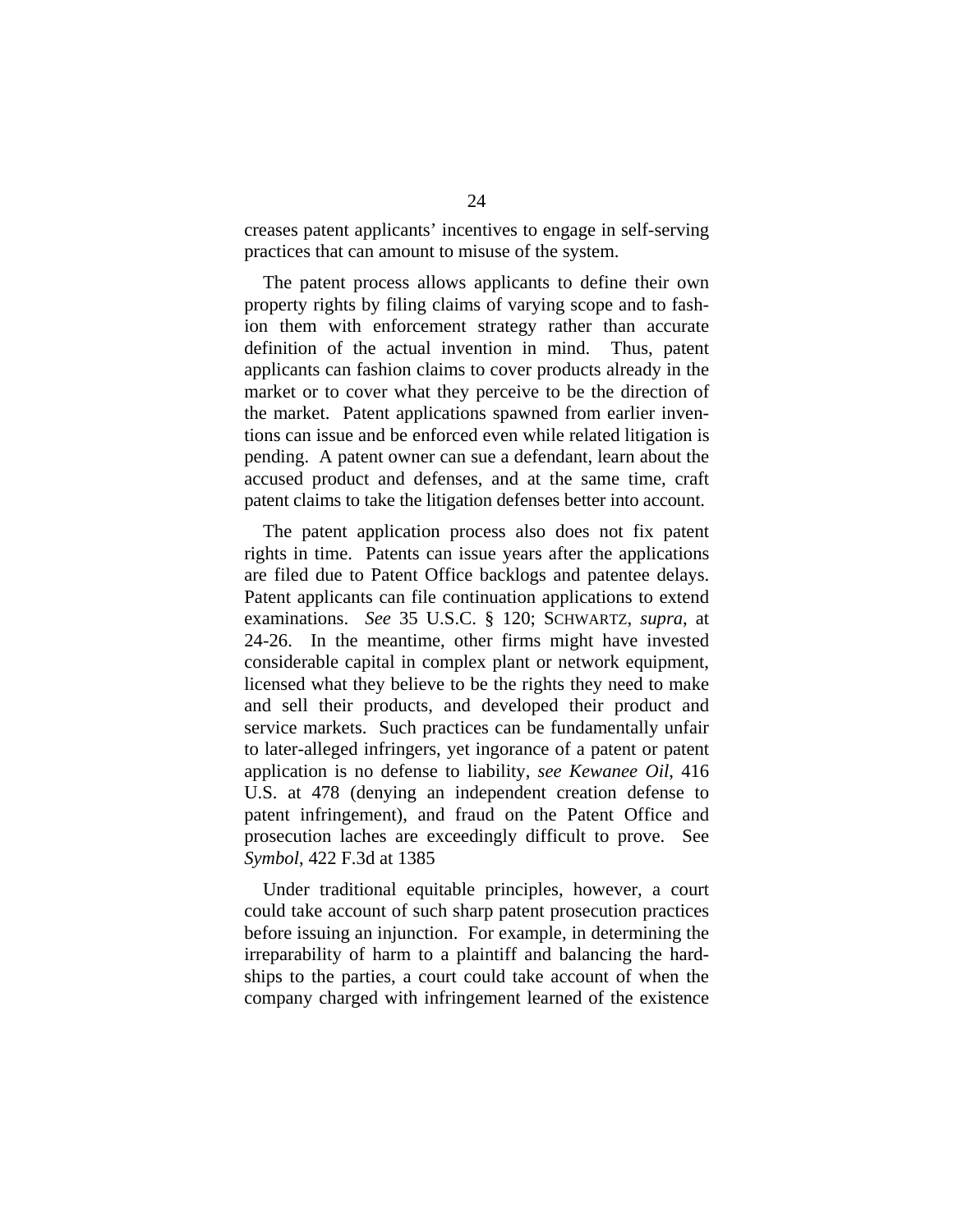creases patent applicants' incentives to engage in self-serving practices that can amount to misuse of the system.

The patent process allows applicants to define their own property rights by filing claims of varying scope and to fashion them with enforcement strategy rather than accurate definition of the actual invention in mind. Thus, patent applicants can fashion claims to cover products already in the market or to cover what they perceive to be the direction of the market. Patent applications spawned from earlier inventions can issue and be enforced even while related litigation is pending. A patent owner can sue a defendant, learn about the accused product and defenses, and at the same time, craft patent claims to take the litigation defenses better into account.

The patent application process also does not fix patent rights in time. Patents can issue years after the applications are filed due to Patent Office backlogs and patentee delays. Patent applicants can file continuation applications to extend examinations. *See* 35 U.S.C. § 120; SCHWARTZ, *supra*, at 24-26. In the meantime, other firms might have invested considerable capital in complex plant or network equipment, licensed what they believe to be the rights they need to make and sell their products, and developed their product and service markets. Such practices can be fundamentally unfair to later-alleged infringers, yet ingorance of a patent or patent application is no defense to liability, *see Kewanee Oil*, 416 U.S. at 478 (denying an independent creation defense to patent infringement), and fraud on the Patent Office and prosecution laches are exceedingly difficult to prove. See *Symbol*, 422 F.3d at 1385

Under traditional equitable principles, however, a court could take account of such sharp patent prosecution practices before issuing an injunction. For example, in determining the irreparability of harm to a plaintiff and balancing the hardships to the parties, a court could take account of when the company charged with infringement learned of the existence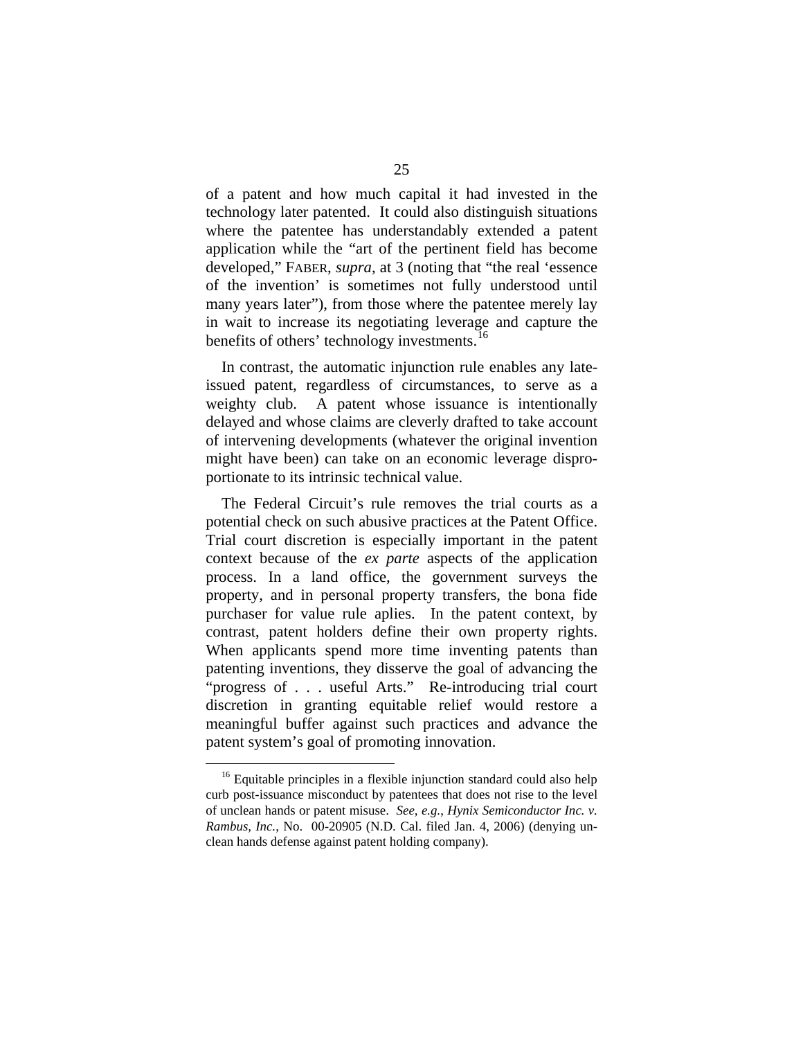of a patent and how much capital it had invested in the technology later patented. It could also distinguish situations where the patentee has understandably extended a patent application while the "art of the pertinent field has become developed," FABER, *supra*, at 3 (noting that "the real 'essence of the invention' is sometimes not fully understood until many years later"), from those where the patentee merely lay in wait to increase its negotiating leverage and capture the benefits of others' technology investments.[16]

In contrast, the automatic injunction rule enables any late-issued patent, regardless of circumstances, to serve as a weighty club. A patent whose issuance is intentionally delayed and whose claims are cleverly drafted to take account of intervening developments (whatever the original invention might have been) can take on an economic leverage disproportionate to its intrinsic technical value.

The Federal Circuit's rule removes the trial courts as a potential check on such abusive practices at the Patent Office. Trial court discretion is especially important in the patent context because of the *ex parte* aspects of the application process. In a land office, the government surveys the property, and in personal property transfers, the bona fide purchaser for value rule aplies. In the patent context, by contrast, patent holders define their own property rights. When applicants spend more time inventing patents than patenting inventions, they disserve the goal of advancing the "progress of . . . useful Arts." Re-introducing trial court discretion in granting equitable relief would restore a meaningful buffer against such practices and advance the patent system's goal of promoting innovation.

---

[16] Equitable principles in a flexible injunction standard could also help curb post-issuance misconduct by patentees that does not rise to the level of unclean hands or patent misuse. *See, e.g.*, *Hynix Semiconductor Inc. v. Rambus, Inc.*, No. 00-20905 (N.D. Cal. filed Jan. 4, 2006) (denying unclean hands defense against patent holding company).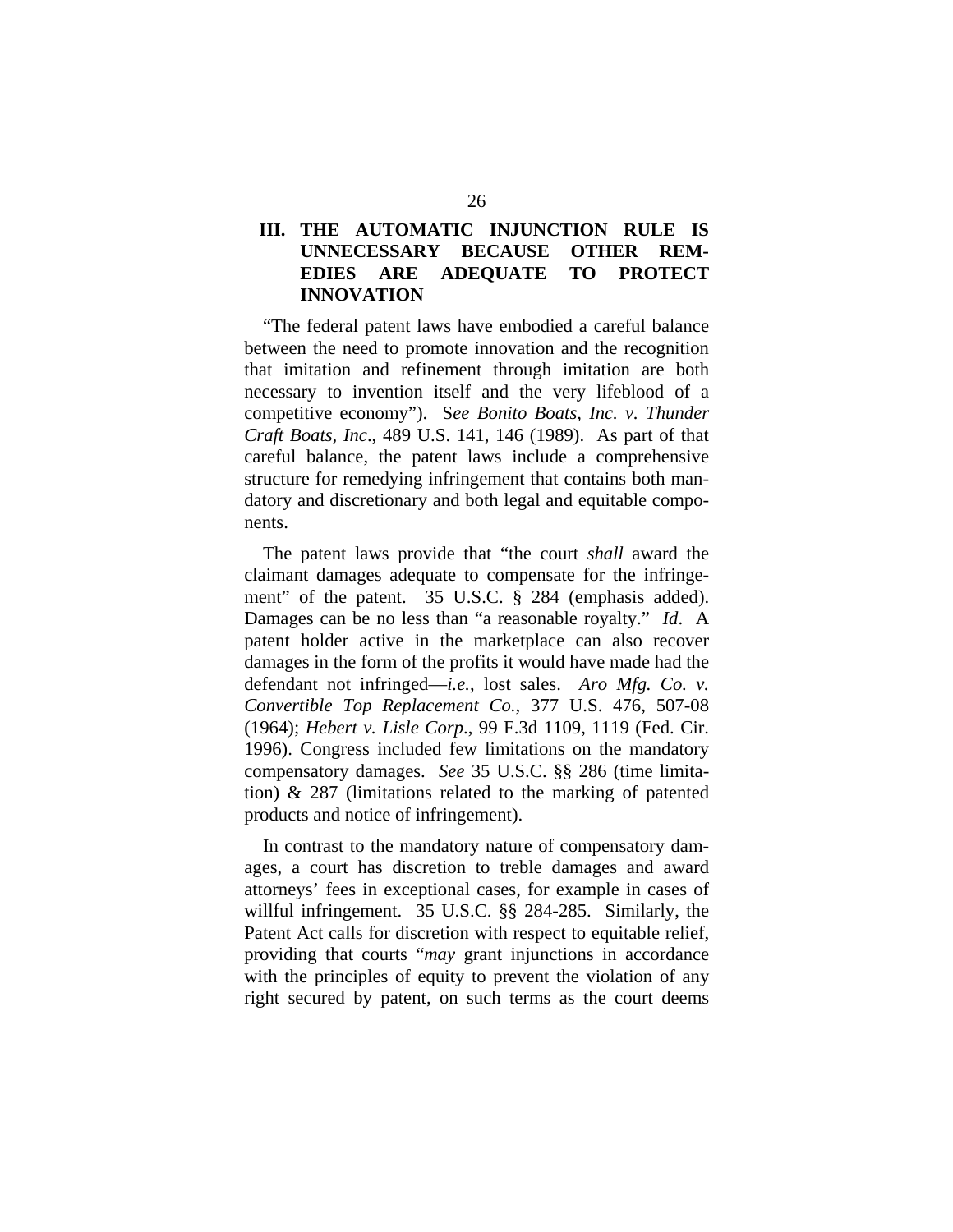## III. THE AUTOMATIC INJUNCTION RULE IS UNNECESSARY BECAUSE OTHER REMEDIES ARE ADEQUATE TO PROTECT INNOVATION

"The federal patent laws have embodied a careful balance between the need to promote innovation and the recognition that imitation and refinement through imitation are both necessary to invention itself and the very lifeblood of a competitive economy"). S*ee Bonito Boats, Inc. v. Thunder Craft Boats, Inc*., 489 U.S. 141, 146 (1989). As part of that careful balance, the patent laws include a comprehensive structure for remedying infringement that contains both mandatory and discretionary and both legal and equitable components.

The patent laws provide that "the court *shall* award the claimant damages adequate to compensate for the infringement" of the patent. 35 U.S.C. § 284 (emphasis added). Damages can be no less than "a reasonable royalty." *Id*. A patent holder active in the marketplace can also recover damages in the form of the profits it would have made had the defendant not infringed—*i.e.*, lost sales. *Aro Mfg. Co. v. Convertible Top Replacement Co.*, 377 U.S. 476, 507-08 (1964); *Hebert v. Lisle Corp*., 99 F.3d 1109, 1119 (Fed. Cir. 1996). Congress included few limitations on the mandatory compensatory damages. *See* 35 U.S.C. §§ 286 (time limitation) & 287 (limitations related to the marking of patented products and notice of infringement).

In contrast to the mandatory nature of compensatory damages, a court has discretion to treble damages and award attorneys' fees in exceptional cases, for example in cases of willful infringement. 35 U.S.C. §§ 284-285. Similarly, the Patent Act calls for discretion with respect to equitable relief, providing that courts "*may* grant injunctions in accordance with the principles of equity to prevent the violation of any right secured by patent, on such terms as the court deems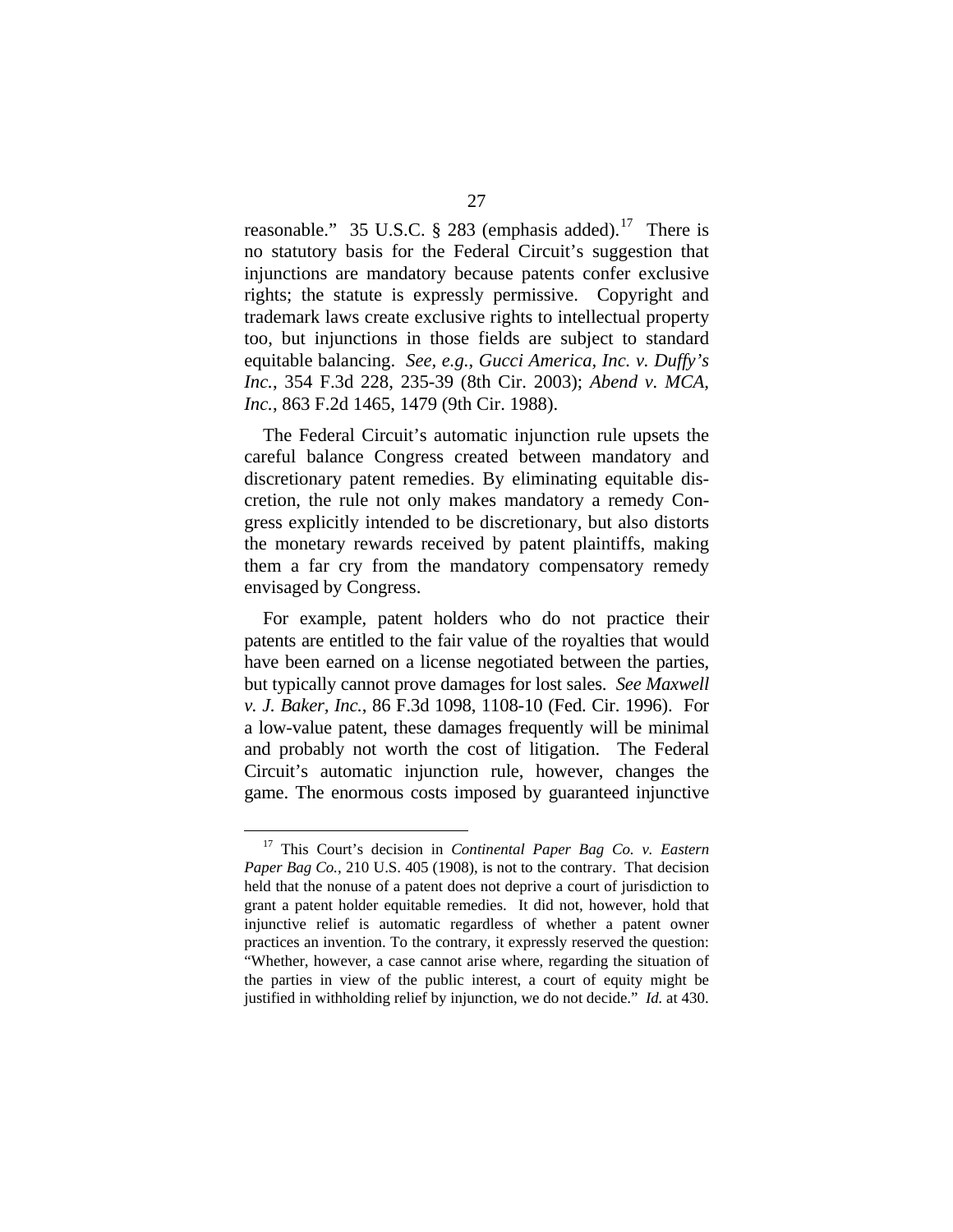reasonable." 35 U.S.C. § 283 (emphasis added).[17] There is no statutory basis for the Federal Circuit's suggestion that injunctions are mandatory because patents confer exclusive rights; the statute is expressly permissive. Copyright and trademark laws create exclusive rights to intellectual property too, but injunctions in those fields are subject to standard equitable balancing. *See, e.g.*, *Gucci America, Inc. v. Duffy's Inc.*, 354 F.3d 228, 235-39 (8th Cir. 2003); *Abend v. MCA, Inc.*, 863 F.2d 1465, 1479 (9th Cir. 1988).

The Federal Circuit's automatic injunction rule upsets the careful balance Congress created between mandatory and discretionary patent remedies. By eliminating equitable discretion, the rule not only makes mandatory a remedy Congress explicitly intended to be discretionary, but also distorts the monetary rewards received by patent plaintiffs, making them a far cry from the mandatory compensatory remedy envisaged by Congress.

For example, patent holders who do not practice their patents are entitled to the fair value of the royalties that would have been earned on a license negotiated between the parties, but typically cannot prove damages for lost sales. *See Maxwell v. J. Baker, Inc.*, 86 F.3d 1098, 1108-10 (Fed. Cir. 1996). For a low-value patent, these damages frequently will be minimal and probably not worth the cost of litigation. The Federal Circuit's automatic injunction rule, however, changes the game. The enormous costs imposed by guaranteed injunctive

---

[17] This Court's decision in *Continental Paper Bag Co. v. Eastern Paper Bag Co.*, 210 U.S. 405 (1908), is not to the contrary. That decision held that the nonuse of a patent does not deprive a court of jurisdiction to grant a patent holder equitable remedies. It did not, however, hold that injunctive relief is automatic regardless of whether a patent owner practices an invention. To the contrary, it expressly reserved the question: "Whether, however, a case cannot arise where, regarding the situation of the parties in view of the public interest, a court of equity might be justified in withholding relief by injunction, we do not decide." *Id.* at 430.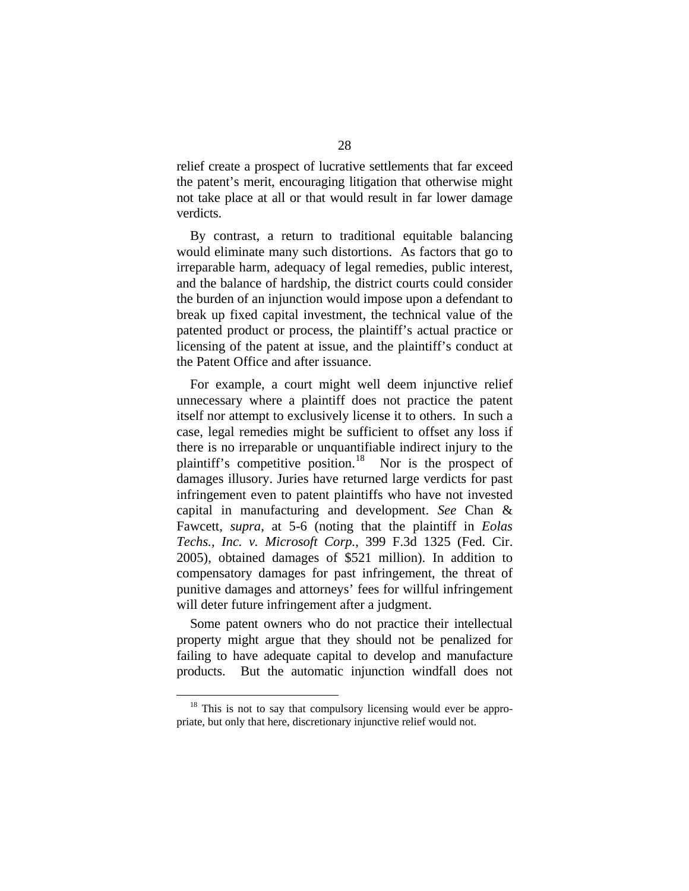relief create a prospect of lucrative settlements that far exceed the patent's merit, encouraging litigation that otherwise might not take place at all or that would result in far lower damage verdicts.

By contrast, a return to traditional equitable balancing would eliminate many such distortions. As factors that go to irreparable harm, adequacy of legal remedies, public interest, and the balance of hardship, the district courts could consider the burden of an injunction would impose upon a defendant to break up fixed capital investment, the technical value of the patented product or process, the plaintiff's actual practice or licensing of the patent at issue, and the plaintiff's conduct at the Patent Office and after issuance.

For example, a court might well deem injunctive relief unnecessary where a plaintiff does not practice the patent itself nor attempt to exclusively license it to others. In such a case, legal remedies might be sufficient to offset any loss if there is no irreparable or unquantifiable indirect injury to the plaintiff's competitive position.[18] Nor is the prospect of damages illusory. Juries have returned large verdicts for past infringement even to patent plaintiffs who have not invested capital in manufacturing and development. *See* Chan & Fawcett, *supra*, at 5-6 (noting that the plaintiff in *Eolas Techs., Inc. v. Microsoft Corp.*, 399 F.3d 1325 (Fed. Cir. 2005), obtained damages of $521 million). In addition to compensatory damages for past infringement, the threat of punitive damages and attorneys' fees for willful infringement will deter future infringement after a judgment.

Some patent owners who do not practice their intellectual property might argue that they should not be penalized for failing to have adequate capital to develop and manufacture products. But the automatic injunction windfall does not

[18] This is not to say that compulsory licensing would ever be appropriate, but only that here, discretionary injunctive relief would not.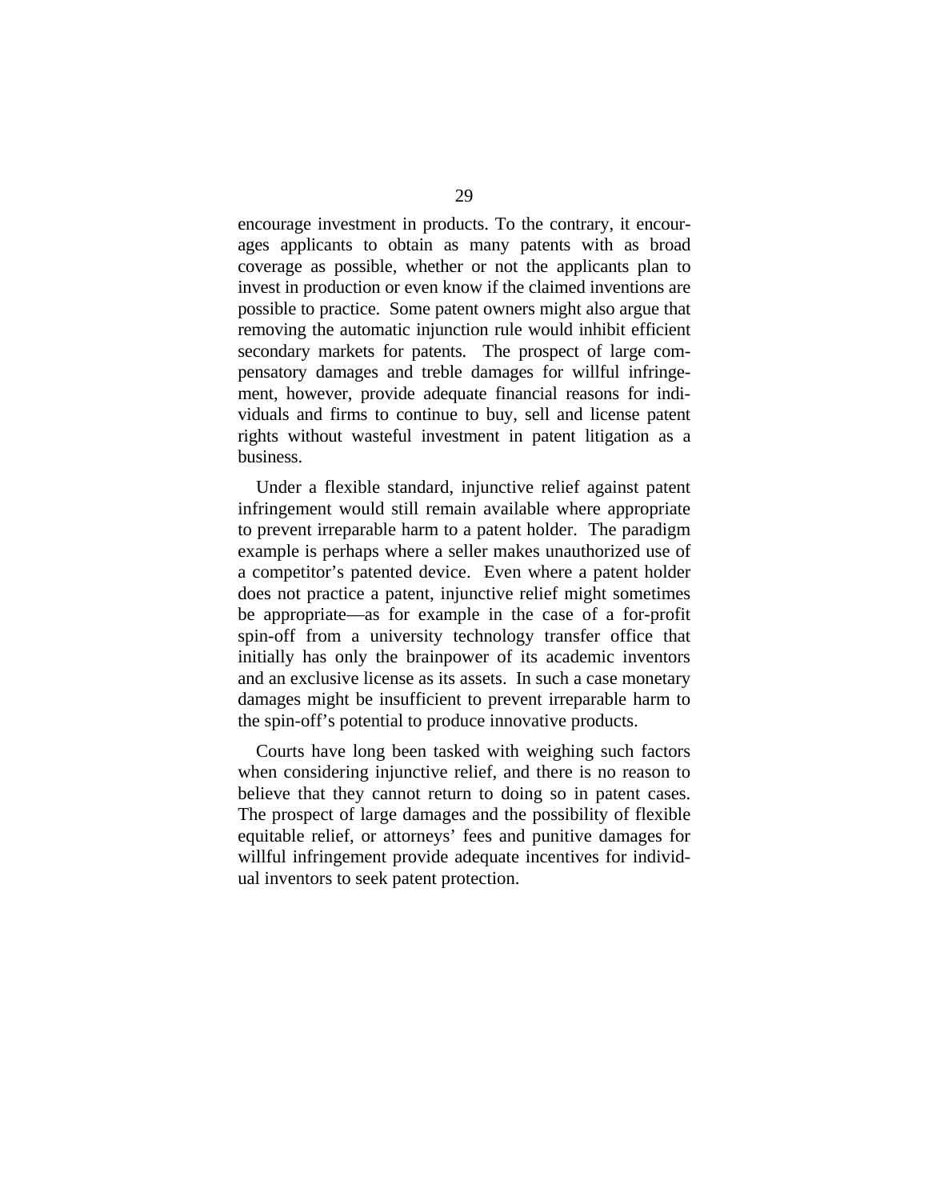encourage investment in products. To the contrary, it encourages applicants to obtain as many patents with as broad coverage as possible, whether or not the applicants plan to invest in production or even know if the claimed inventions are possible to practice. Some patent owners might also argue that removing the automatic injunction rule would inhibit efficient secondary markets for patents. The prospect of large compensatory damages and treble damages for willful infringement, however, provide adequate financial reasons for individuals and firms to continue to buy, sell and license patent rights without wasteful investment in patent litigation as a business.

Under a flexible standard, injunctive relief against patent infringement would still remain available where appropriate to prevent irreparable harm to a patent holder. The paradigm example is perhaps where a seller makes unauthorized use of a competitor's patented device. Even where a patent holder does not practice a patent, injunctive relief might sometimes be appropriate—as for example in the case of a for-profit spin-off from a university technology transfer office that initially has only the brainpower of its academic inventors and an exclusive license as its assets. In such a case monetary damages might be insufficient to prevent irreparable harm to the spin-off's potential to produce innovative products.

Courts have long been tasked with weighing such factors when considering injunctive relief, and there is no reason to believe that they cannot return to doing so in patent cases. The prospect of large damages and the possibility of flexible equitable relief, or attorneys' fees and punitive damages for willful infringement provide adequate incentives for individual inventors to seek patent protection.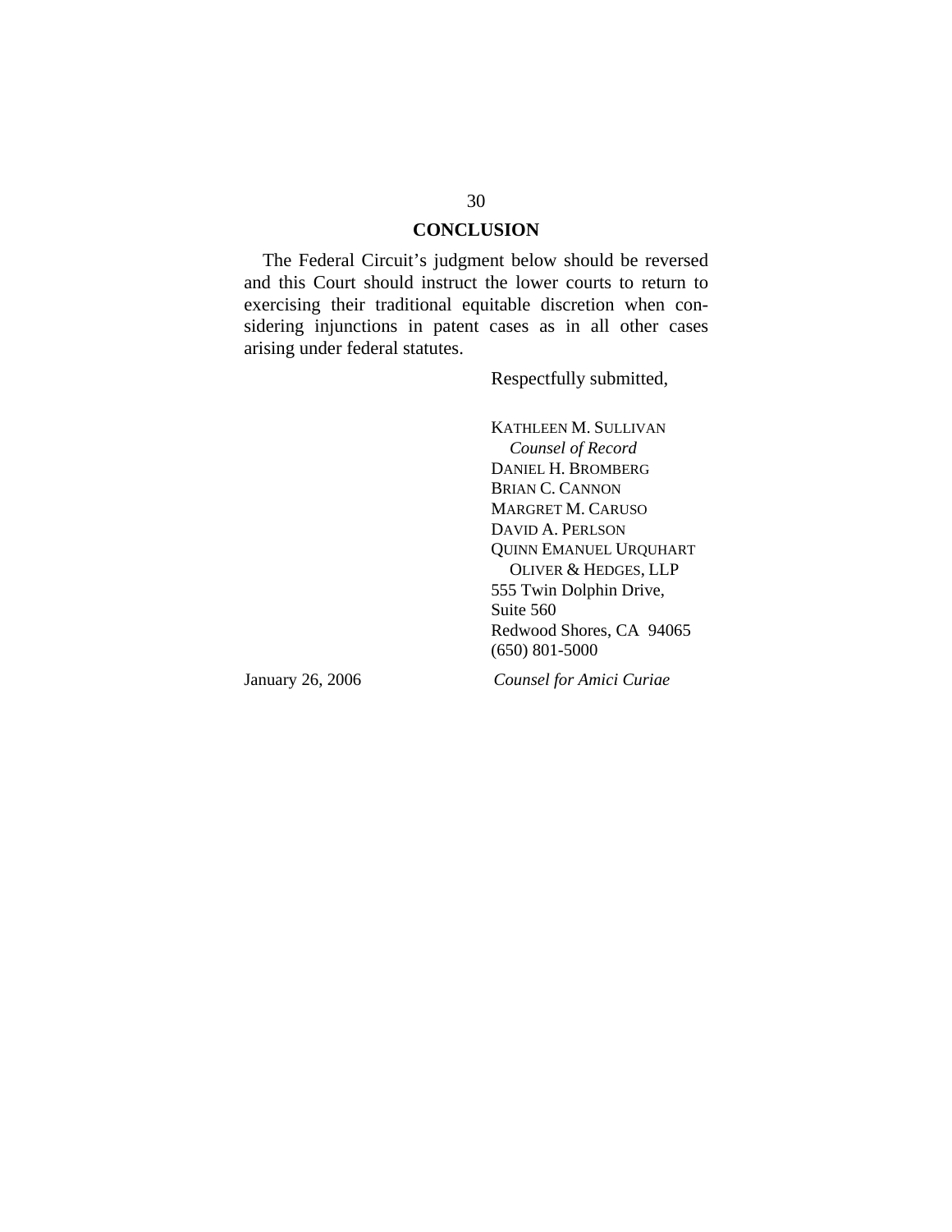## CONCLUSION

The Federal Circuit's judgment below should be reversed and this Court should instruct the lower courts to return to exercising their traditional equitable discretion when considering injunctions in patent cases as in all other cases arising under federal statutes.

Respectfully submitted,

KATHLEEN M. SULLIVAN
*Counsel of Record*
DANIEL H. BROMBERG
BRIAN C. CANNON
MARGRET M. CARUSO
DAVID A. PERLSON
QUINN EMANUEL URQUHART
OLIVER & HEDGES, LLP
555 Twin Dolphin Drive,
Suite 560
Redwood Shores, CA 94065
(650) 801-5000

January 26, 2006

*Counsel for Amici Curiae*